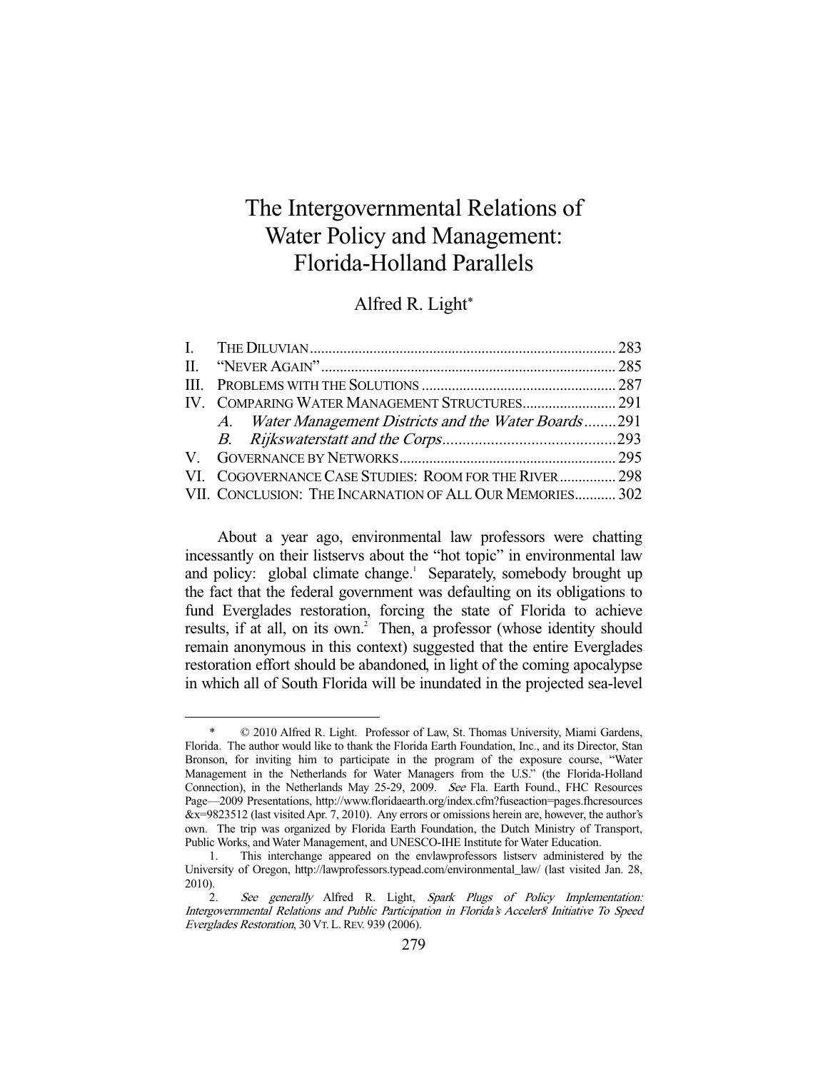# The Intergovernmental Relations of Water Policy and Management: Florida-Holland Parallels

Alfred R. Light*

| | | |
|---|---|---|
| I. | THE DILUVIAN | 283 |
| II. | "NEVER AGAIN" | 285 |
| III. | PROBLEMS WITH THE SOLUTIONS | 287 |
| IV. | COMPARING WATER MANAGEMENT STRUCTURES | 291 |
| | *A. Water Management Districts and the Water Boards* | 291 |
| | *B. Rijkswaterstatt and the Corps* | 293 |
| V. | GOVERNANCE BY NETWORKS | 295 |
| VI. | COGOVERNANCE CASE STUDIES: ROOM FOR THE RIVER | 298 |
| VII. | CONCLUSION: THE INCARNATION OF ALL OUR MEMORIES | 302 |

About a year ago, environmental law professors were chatting incessantly on their listservs about the "hot topic" in environmental law and policy: global climate change.[1] Separately, somebody brought up the fact that the federal government was defaulting on its obligations to fund Everglades restoration, forcing the state of Florida to achieve results, if at all, on its own.[2] Then, a professor (whose identity should remain anonymous in this context) suggested that the entire Everglades restoration effort should be abandoned, in light of the coming apocalypse in which all of South Florida will be inundated in the projected sea-level

---

\* © 2010 Alfred R. Light. Professor of Law, St. Thomas University, Miami Gardens, Florida. The author would like to thank the Florida Earth Foundation, Inc., and its Director, Stan Bronson, for inviting him to participate in the program of the exposure course, "Water Management in the Netherlands for Water Managers from the U.S." (the Florida-Holland Connection), in the Netherlands May 25-29, 2009. *See* Fla. Earth Found., FHC Resources Page—2009 Presentations, http://www.floridaearth.org/index.cfm?fuseaction=pages.fhcresources&x=9823512 (last visited Apr. 7, 2010). Any errors or omissions herein are, however, the author's own. The trip was organized by Florida Earth Foundation, the Dutch Ministry of Transport, Public Works, and Water Management, and UNESCO-IHE Institute for Water Education.

1. This interchange appeared on the envlawprofessors listserv administered by the University of Oregon, http://lawprofessors.typead.com/environmental_law/ (last visited Jan. 28, 2010).

2. *See generally* Alfred R. Light, *Spark Plugs of Policy Implementation: Intergovernmental Relations and Public Participation in Florida's Acceler8 Initiative To Speed Everglades Restoration*, 30 VT. L. REV. 939 (2006).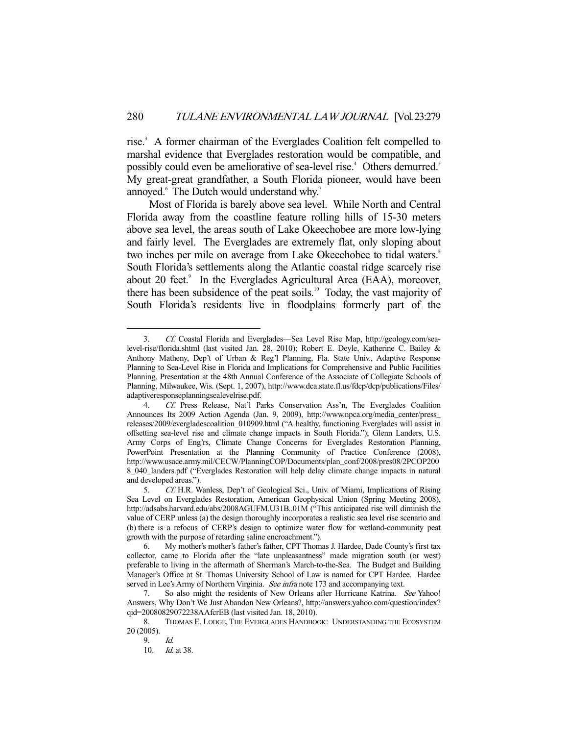rise.[3] A former chairman of the Everglades Coalition felt compelled to marshal evidence that Everglades restoration would be compatible, and possibly could even be ameliorative of sea-level rise.[4] Others demurred.[5] My great-great grandfather, a South Florida pioneer, would have been annoyed.[6] The Dutch would understand why.[7]

Most of Florida is barely above sea level. While North and Central Florida away from the coastline feature rolling hills of 15-30 meters above sea level, the areas south of Lake Okeechobee are more low-lying and fairly level. The Everglades are extremely flat, only sloping about two inches per mile on average from Lake Okeechobee to tidal waters.[8] South Florida's settlements along the Atlantic coastal ridge scarcely rise about 20 feet.[9] In the Everglades Agricultural Area (EAA), moreover, there has been subsidence of the peat soils.[10] Today, the vast majority of South Florida's residents live in floodplains formerly part of the

---

3. *Cf.* Coastal Florida and Everglades—Sea Level Rise Map, http://geology.com/sea-level-rise/florida.shtml (last visited Jan. 28, 2010); Robert E. Deyle, Katherine C. Bailey & Anthony Matheny, Dep't of Urban & Reg'l Planning, Fla. State Univ., Adaptive Response Planning to Sea-Level Rise in Florida and Implications for Comprehensive and Public Facilities Planning, Presentation at the 48th Annual Conference of the Associate of Collegiate Schools of Planning, Milwaukee, Wis. (Sept. 1, 2007), http://www.dca.state.fl.us/fdcp/dcp/publications/Files/adaptiveresponseplanningsealevelrise.pdf.

4. *Cf.* Press Release, Nat'l Parks Conservation Ass'n, The Everglades Coalition Announces Its 2009 Action Agenda (Jan. 9, 2009), http://www.npca.org/media_center/press_releases/2009/evergladescoalition_010909.html ("A healthy, functioning Everglades will assist in offsetting sea-level rise and climate change impacts in South Florida."); Glenn Landers, U.S. Army Corps of Eng'rs, Climate Change Concerns for Everglades Restoration Planning, PowerPoint Presentation at the Planning Community of Practice Conference (2008), http://www.usace.army.mil/CECW/PlanningCOP/Documents/plan_conf/2008/pres08/2PCOP2008_040_landers.pdf ("Everglades Restoration will help delay climate change impacts in natural and developed areas.").

5. *Cf.* H.R. Wanless, Dep't of Geological Sci., Univ. of Miami, Implications of Rising Sea Level on Everglades Restoration, American Geophysical Union (Spring Meeting 2008), http://adsabs.harvard.edu/abs/2008AGUFM.U31B..01M ("This anticipated rise will diminish the value of CERP unless (a) the design thoroughly incorporates a realistic sea level rise scenario and (b) there is a refocus of CERP's design to optimize water flow for wetland-community peat growth with the purpose of retarding saline encroachment.").

6. My mother's mother's father's father, CPT Thomas J. Hardee, Dade County's first tax collector, came to Florida after the "late unpleasantness" made migration south (or west) preferable to living in the aftermath of Sherman's March-to-the-Sea. The Budget and Building Manager's Office at St. Thomas University School of Law is named for CPT Hardee. Hardee served in Lee's Army of Northern Virginia. *See infra* note 173 and accompanying text.

7. So also might the residents of New Orleans after Hurricane Katrina. *See* Yahoo! Answers, Why Don't We Just Abandon New Orleans?, http://answers.yahoo.com/question/index?qid=20080829072238AAfcrEB (last visited Jan. 18, 2010).

8. THOMAS E. LODGE, THE EVERGLADES HANDBOOK: UNDERSTANDING THE ECOSYSTEM 20 (2005).

9. *Id.*

10. *Id.* at 38.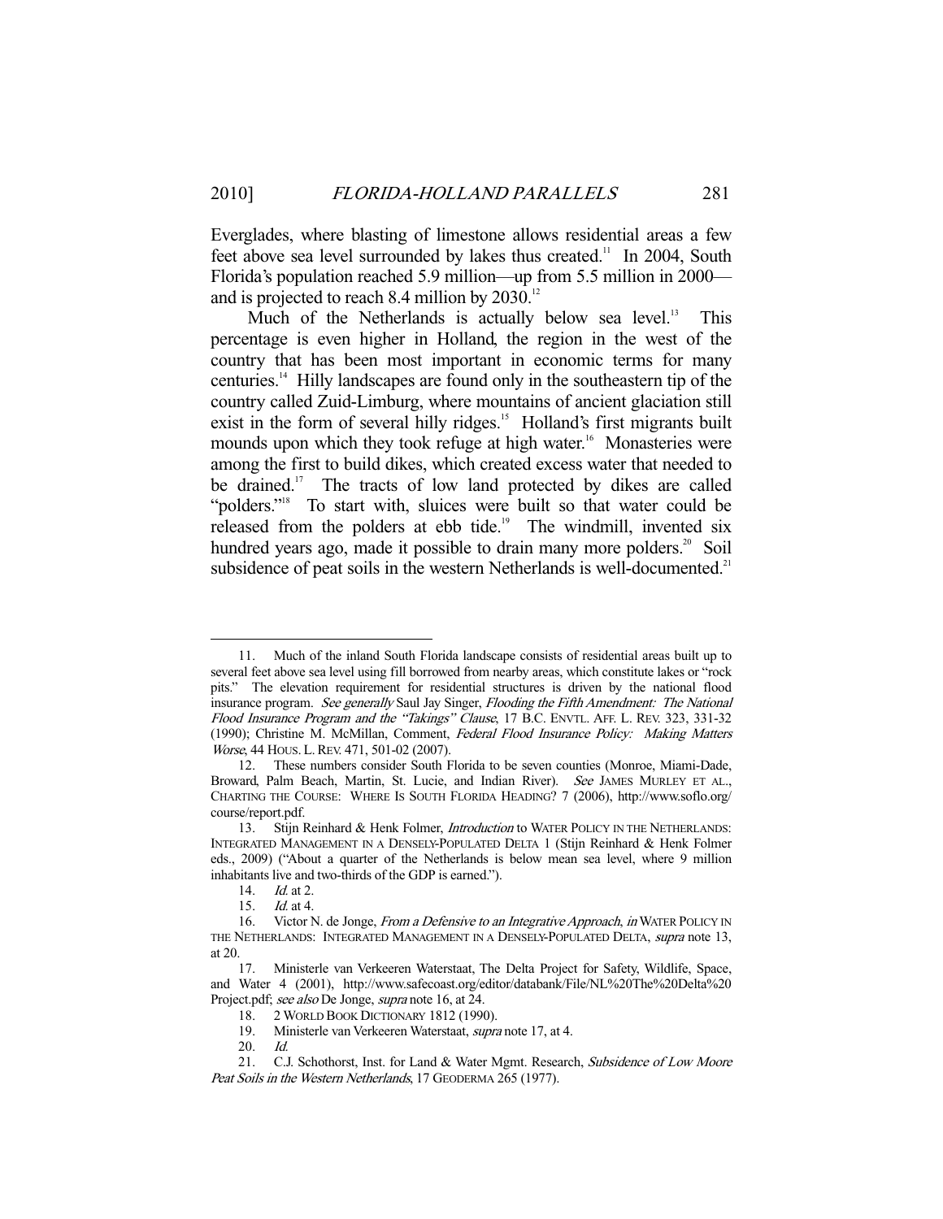Everglades, where blasting of limestone allows residential areas a few feet above sea level surrounded by lakes thus created.[11] In 2004, South Florida's population reached 5.9 million—up from 5.5 million in 2000—and is projected to reach 8.4 million by 2030.[12]

Much of the Netherlands is actually below sea level.[13] This percentage is even higher in Holland, the region in the west of the country that has been most important in economic terms for many centuries.[14] Hilly landscapes are found only in the southeastern tip of the country called Zuid-Limburg, where mountains of ancient glaciation still exist in the form of several hilly ridges.[15] Holland's first migrants built mounds upon which they took refuge at high water.[16] Monasteries were among the first to build dikes, which created excess water that needed to be drained.[17] The tracts of low land protected by dikes are called "polders."[18] To start with, sluices were built so that water could be released from the polders at ebb tide.[19] The windmill, invented six hundred years ago, made it possible to drain many more polders.[20] Soil subsidence of peat soils in the western Netherlands is well-documented.[21]

---

11. Much of the inland South Florida landscape consists of residential areas built up to several feet above sea level using fill borrowed from nearby areas, which constitute lakes or "rock pits." The elevation requirement for residential structures is driven by the national flood insurance program. *See generally* Saul Jay Singer, *Flooding the Fifth Amendment: The National Flood Insurance Program and the "Takings" Clause*, 17 B.C. ENVTL. AFF. L. REV. 323, 331-32 (1990); Christine M. McMillan, Comment, *Federal Flood Insurance Policy: Making Matters Worse*, 44 HOUS. L. REV. 471, 501-02 (2007).

12. These numbers consider South Florida to be seven counties (Monroe, Miami-Dade, Broward, Palm Beach, Martin, St. Lucie, and Indian River). *See* JAMES MURLEY ET AL., CHARTING THE COURSE: WHERE IS SOUTH FLORIDA HEADING? 7 (2006), http://www.soflo.org/course/report.pdf.

13. Stijn Reinhard & Henk Folmer, *Introduction* to WATER POLICY IN THE NETHERLANDS: INTEGRATED MANAGEMENT IN A DENSELY-POPULATED DELTA 1 (Stijn Reinhard & Henk Folmer eds., 2009) ("About a quarter of the Netherlands is below mean sea level, where 9 million inhabitants live and two-thirds of the GDP is earned.").

14. *Id.* at 2.

15. *Id.* at 4.

16. Victor N. de Jonge, *From a Defensive to an Integrative Approach*, *in* WATER POLICY IN THE NETHERLANDS: INTEGRATED MANAGEMENT IN A DENSELY-POPULATED DELTA, *supra* note 13, at 20.

17. Ministerle van Verkeeren Waterstaat, The Delta Project for Safety, Wildlife, Space, and Water 4 (2001), http://www.safecoast.org/editor/databank/File/NL%20The%20Delta%20Project.pdf; *see also* De Jonge, *supra* note 16, at 24.

18. 2 WORLD BOOK DICTIONARY 1812 (1990).

19. Ministerle van Verkeeren Waterstaat, *supra* note 17, at 4.

20. *Id.*

21. C.J. Schothorst, Inst. for Land & Water Mgmt. Research, *Subsidence of Low Moore Peat Soils in the Western Netherlands*, 17 GEODERMA 265 (1977).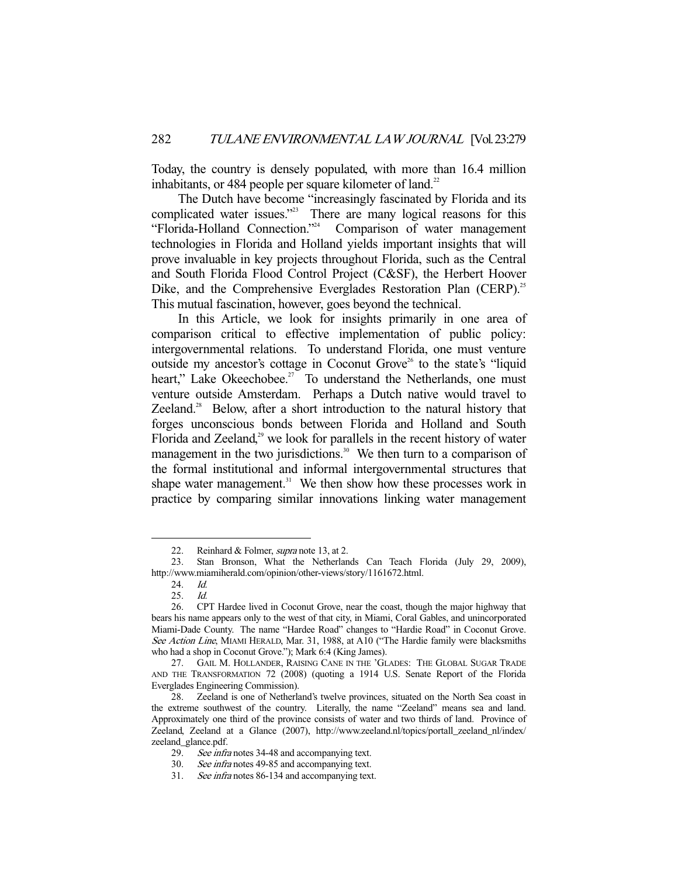Today, the country is densely populated, with more than 16.4 million inhabitants, or 484 people per square kilometer of land.[22]

The Dutch have become "increasingly fascinated by Florida and its complicated water issues."[23] There are many logical reasons for this "Florida-Holland Connection."[24] Comparison of water management technologies in Florida and Holland yields important insights that will prove invaluable in key projects throughout Florida, such as the Central and South Florida Flood Control Project (C&SF), the Herbert Hoover Dike, and the Comprehensive Everglades Restoration Plan (CERP).[25] This mutual fascination, however, goes beyond the technical.

In this Article, we look for insights primarily in one area of comparison critical to effective implementation of public policy: intergovernmental relations. To understand Florida, one must venture outside my ancestor's cottage in Coconut Grove[26] to the state's "liquid heart," Lake Okeechobee.[27] To understand the Netherlands, one must venture outside Amsterdam. Perhaps a Dutch native would travel to Zeeland.[28] Below, after a short introduction to the natural history that forges unconscious bonds between Florida and Holland and South Florida and Zeeland,[29] we look for parallels in the recent history of water management in the two jurisdictions.[30] We then turn to a comparison of the formal institutional and informal intergovernmental structures that shape water management.[31] We then show how these processes work in practice by comparing similar innovations linking water management

---

22. Reinhard & Folmer, *supra* note 13, at 2.

23. Stan Bronson, What the Netherlands Can Teach Florida (July 29, 2009), http://www.miamiherald.com/opinion/other-views/story/1161672.html.

24. *Id.*

25. *Id.*

26. CPT Hardee lived in Coconut Grove, near the coast, though the major highway that bears his name appears only to the west of that city, in Miami, Coral Gables, and unincorporated Miami-Dade County. The name "Hardee Road" changes to "Hardie Road" in Coconut Grove. *See Action Line*, MIAMI HERALD, Mar. 31, 1988, at A10 ("The Hardie family were blacksmiths who had a shop in Coconut Grove."); Mark 6:4 (King James).

27. GAIL M. HOLLANDER, RAISING CANE IN THE 'GLADES: THE GLOBAL SUGAR TRADE AND THE TRANSFORMATION 72 (2008) (quoting a 1914 U.S. Senate Report of the Florida Everglades Engineering Commission).

28. Zeeland is one of Netherland's twelve provinces, situated on the North Sea coast in the extreme southwest of the country. Literally, the name "Zeeland" means sea and land. Approximately one third of the province consists of water and two thirds of land. Province of Zeeland, Zeeland at a Glance (2007), http://www.zeeland.nl/topics/portall_zeeland_nl/index/zeeland_glance.pdf.

29. *See infra* notes 34-48 and accompanying text.

30. *See infra* notes 49-85 and accompanying text.

31. *See infra* notes 86-134 and accompanying text.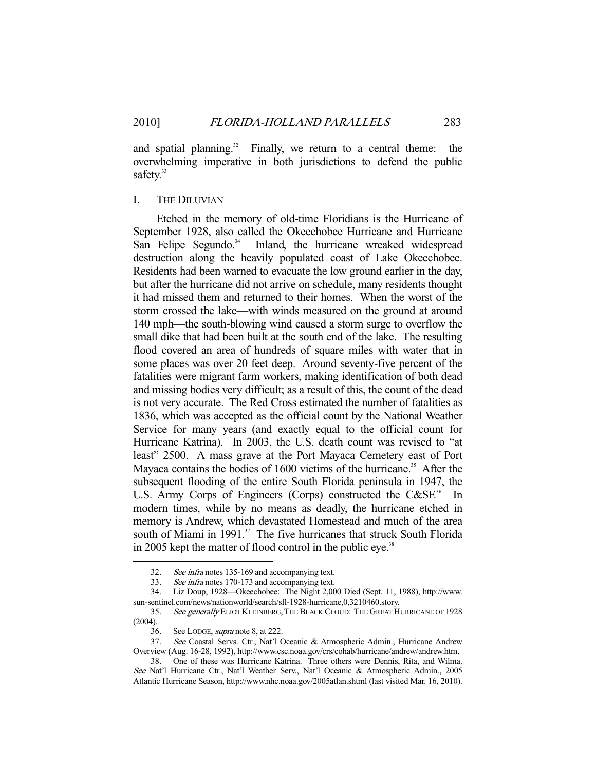and spatial planning.[32] Finally, we return to a central theme: the overwhelming imperative in both jurisdictions to defend the public safety.[33]

## I. The Diluvian

Etched in the memory of old-time Floridians is the Hurricane of September 1928, also called the Okeechobee Hurricane and Hurricane San Felipe Segundo.[34] Inland, the hurricane wreaked widespread destruction along the heavily populated coast of Lake Okeechobee. Residents had been warned to evacuate the low ground earlier in the day, but after the hurricane did not arrive on schedule, many residents thought it had missed them and returned to their homes. When the worst of the storm crossed the lake—with winds measured on the ground at around 140 mph—the south-blowing wind caused a storm surge to overflow the small dike that had been built at the south end of the lake. The resulting flood covered an area of hundreds of square miles with water that in some places was over 20 feet deep. Around seventy-five percent of the fatalities were migrant farm workers, making identification of both dead and missing bodies very difficult; as a result of this, the count of the dead is not very accurate. The Red Cross estimated the number of fatalities as 1836, which was accepted as the official count by the National Weather Service for many years (and exactly equal to the official count for Hurricane Katrina). In 2003, the U.S. death count was revised to "at least" 2500. A mass grave at the Port Mayaca Cemetery east of Port Mayaca contains the bodies of 1600 victims of the hurricane.[35] After the subsequent flooding of the entire South Florida peninsula in 1947, the U.S. Army Corps of Engineers (Corps) constructed the C&SF.[36] In modern times, while by no means as deadly, the hurricane etched in memory is Andrew, which devastated Homestead and much of the area south of Miami in 1991.[37] The five hurricanes that struck South Florida in 2005 kept the matter of flood control in the public eye.[38]

---

32. *See infra* notes 135-169 and accompanying text.

33. *See infra* notes 170-173 and accompanying text.

34. Liz Doup, 1928—Okeechobee: The Night 2,000 Died (Sept. 11, 1988), http://www.sun-sentinel.com/news/nationworld/search/sfl-1928-hurricane,0,3210460.story.

35. *See generally* ELIOT KLEINBERG, THE BLACK CLOUD: THE GREAT HURRICANE OF 1928 (2004).

36. See LODGE, *supra* note 8, at 222.

37. *See* Coastal Servs. Ctr., Nat'l Oceanic & Atmospheric Admin., Hurricane Andrew Overview (Aug. 16-28, 1992), http://www.csc.noaa.gov/crs/cohab/hurricane/andrew/andrew.htm.

38. One of these was Hurricane Katrina. Three others were Dennis, Rita, and Wilma. *See* Nat'l Hurricane Ctr., Nat'l Weather Serv., Nat'l Oceanic & Atmospheric Admin., 2005 Atlantic Hurricane Season, http://www.nhc.noaa.gov/2005atlan.shtml (last visited Mar. 16, 2010).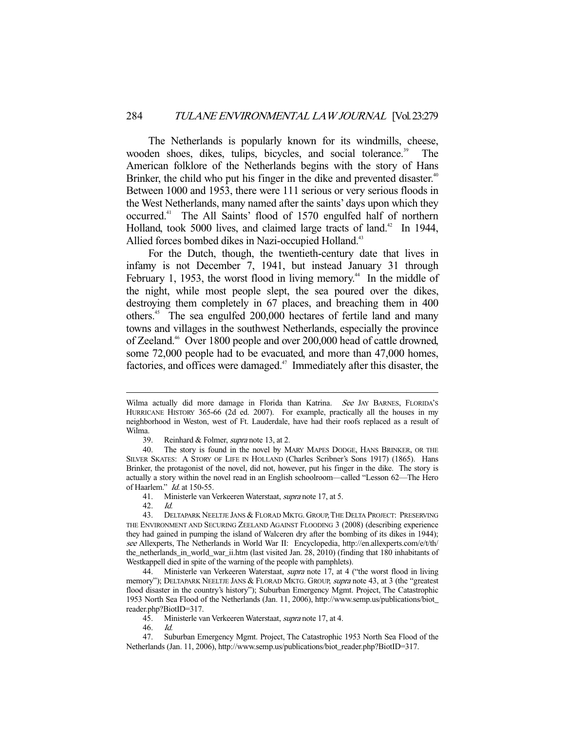The Netherlands is popularly known for its windmills, cheese, wooden shoes, dikes, tulips, bicycles, and social tolerance.[39] The American folklore of the Netherlands begins with the story of Hans Brinker, the child who put his finger in the dike and prevented disaster.[40] Between 1000 and 1953, there were 111 serious or very serious floods in the West Netherlands, many named after the saints' days upon which they occurred.[41] The All Saints' flood of 1570 engulfed half of northern Holland, took 5000 lives, and claimed large tracts of land.[42] In 1944, Allied forces bombed dikes in Nazi-occupied Holland.[43]

For the Dutch, though, the twentieth-century date that lives in infamy is not December 7, 1941, but instead January 31 through February 1, 1953, the worst flood in living memory.[44] In the middle of the night, while most people slept, the sea poured over the dikes, destroying them completely in 67 places, and breaching them in 400 others.[45] The sea engulfed 200,000 hectares of fertile land and many towns and villages in the southwest Netherlands, especially the province of Zeeland.[46] Over 1800 people and over 200,000 head of cattle drowned, some 72,000 people had to be evacuated, and more than 47,000 homes, factories, and offices were damaged.[47] Immediately after this disaster, the

---

Wilma actually did more damage in Florida than Katrina. *See* JAY BARNES, FLORIDA'S HURRICANE HISTORY 365-66 (2d ed. 2007). For example, practically all the houses in my neighborhood in Weston, west of Ft. Lauderdale, have had their roofs replaced as a result of Wilma.

39. Reinhard & Folmer, *supra* note 13, at 2.

40. The story is found in the novel by MARY MAPES DODGE, HANS BRINKER, OR THE SILVER SKATES: A STORY OF LIFE IN HOLLAND (Charles Scribner's Sons 1917) (1865). Hans Brinker, the protagonist of the novel, did not, however, put his finger in the dike. The story is actually a story within the novel read in an English schoolroom—called "Lesson 62—The Hero of Haarlem." *Id.* at 150-55.

41. Ministerle van Verkeeren Waterstaat, *supra* note 17, at 5.

42. *Id.*

43. DELTAPARK NEELTJE JANS & FLORAD MKTG. GROUP, THE DELTA PROJECT: PRESERVING THE ENVIRONMENT AND SECURING ZEELAND AGAINST FLOODING 3 (2008) (describing experience they had gained in pumping the island of Walceren dry after the bombing of its dikes in 1944); *see* Allexperts, The Netherlands in World War II: Encyclopedia, http://en.allexperts.com/e/t/th/the_netherlands_in_world_war_ii.htm (last visited Jan. 28, 2010) (finding that 180 inhabitants of Westkappell died in spite of the warning of the people with pamphlets).

44. Ministerle van Verkeeren Waterstaat, *supra* note 17, at 4 ("the worst flood in living memory"); DELTAPARK NEELTJE JANS & FLORAD MKTG. GROUP, *supra* note 43, at 3 (the "greatest flood disaster in the country's history"); Suburban Emergency Mgmt. Project, The Catastrophic 1953 North Sea Flood of the Netherlands (Jan. 11, 2006), http://www.semp.us/publications/biot_reader.php?BiotID=317.

45. Ministerle van Verkeeren Waterstaat, *supra* note 17, at 4.

46. *Id.*

47. Suburban Emergency Mgmt. Project, The Catastrophic 1953 North Sea Flood of the Netherlands (Jan. 11, 2006), http://www.semp.us/publications/biot_reader.php?BiotID=317.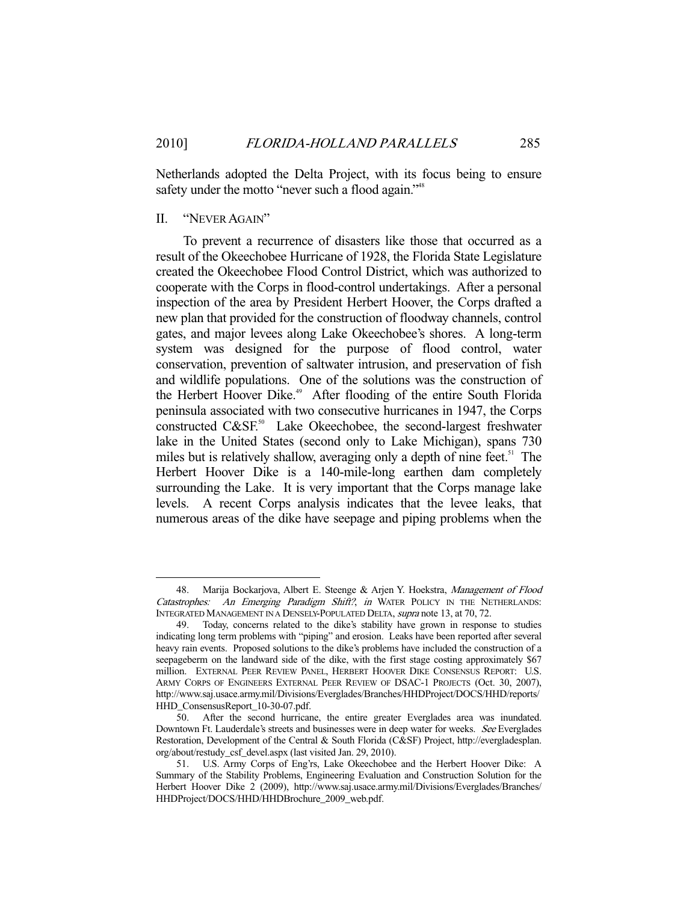Netherlands adopted the Delta Project, with its focus being to ensure safety under the motto "never such a flood again."[48]

## II. "NEVER AGAIN"

To prevent a recurrence of disasters like those that occurred as a result of the Okeechobee Hurricane of 1928, the Florida State Legislature created the Okeechobee Flood Control District, which was authorized to cooperate with the Corps in flood-control undertakings. After a personal inspection of the area by President Herbert Hoover, the Corps drafted a new plan that provided for the construction of floodway channels, control gates, and major levees along Lake Okeechobee's shores. A long-term system was designed for the purpose of flood control, water conservation, prevention of saltwater intrusion, and preservation of fish and wildlife populations. One of the solutions was the construction of the Herbert Hoover Dike.[49] After flooding of the entire South Florida peninsula associated with two consecutive hurricanes in 1947, the Corps constructed C&SF.[50] Lake Okeechobee, the second-largest freshwater lake in the United States (second only to Lake Michigan), spans 730 miles but is relatively shallow, averaging only a depth of nine feet.[51] The Herbert Hoover Dike is a 140-mile-long earthen dam completely surrounding the Lake. It is very important that the Corps manage lake levels. A recent Corps analysis indicates that the levee leaks, that numerous areas of the dike have seepage and piping problems when the

---

48. Marija Bockarjova, Albert E. Steenge & Arjen Y. Hoekstra, *Management of Flood Catastrophes: An Emerging Paradigm Shift?*, *in* WATER POLICY IN THE NETHERLANDS: INTEGRATED MANAGEMENT IN A DENSELY-POPULATED DELTA, *supra* note 13, at 70, 72.

49. Today, concerns related to the dike's stability have grown in response to studies indicating long term problems with "piping" and erosion. Leaks have been reported after several heavy rain events. Proposed solutions to the dike's problems have included the construction of a seepageberm on the landward side of the dike, with the first stage costing approximately $67 million. EXTERNAL PEER REVIEW PANEL, HERBERT HOOVER DIKE CONSENSUS REPORT: U.S. ARMY CORPS OF ENGINEERS EXTERNAL PEER REVIEW OF DSAC-1 PROJECTS (Oct. 30, 2007), http://www.saj.usace.army.mil/Divisions/Everglades/Branches/HHDProject/DOCS/HHD/reports/HHD_ConsensusReport_10-30-07.pdf.

50. After the second hurricane, the entire greater Everglades area was inundated. Downtown Ft. Lauderdale's streets and businesses were in deep water for weeks. *See* Everglades Restoration, Development of the Central & South Florida (C&SF) Project, http://evergladesplan.org/about/restudy_csf_devel.aspx (last visited Jan. 29, 2010).

51. U.S. Army Corps of Eng'rs, Lake Okeechobee and the Herbert Hoover Dike: A Summary of the Stability Problems, Engineering Evaluation and Construction Solution for the Herbert Hoover Dike 2 (2009), http://www.saj.usace.army.mil/Divisions/Everglades/Branches/HHDProject/DOCS/HHD/HHDBrochure_2009_web.pdf.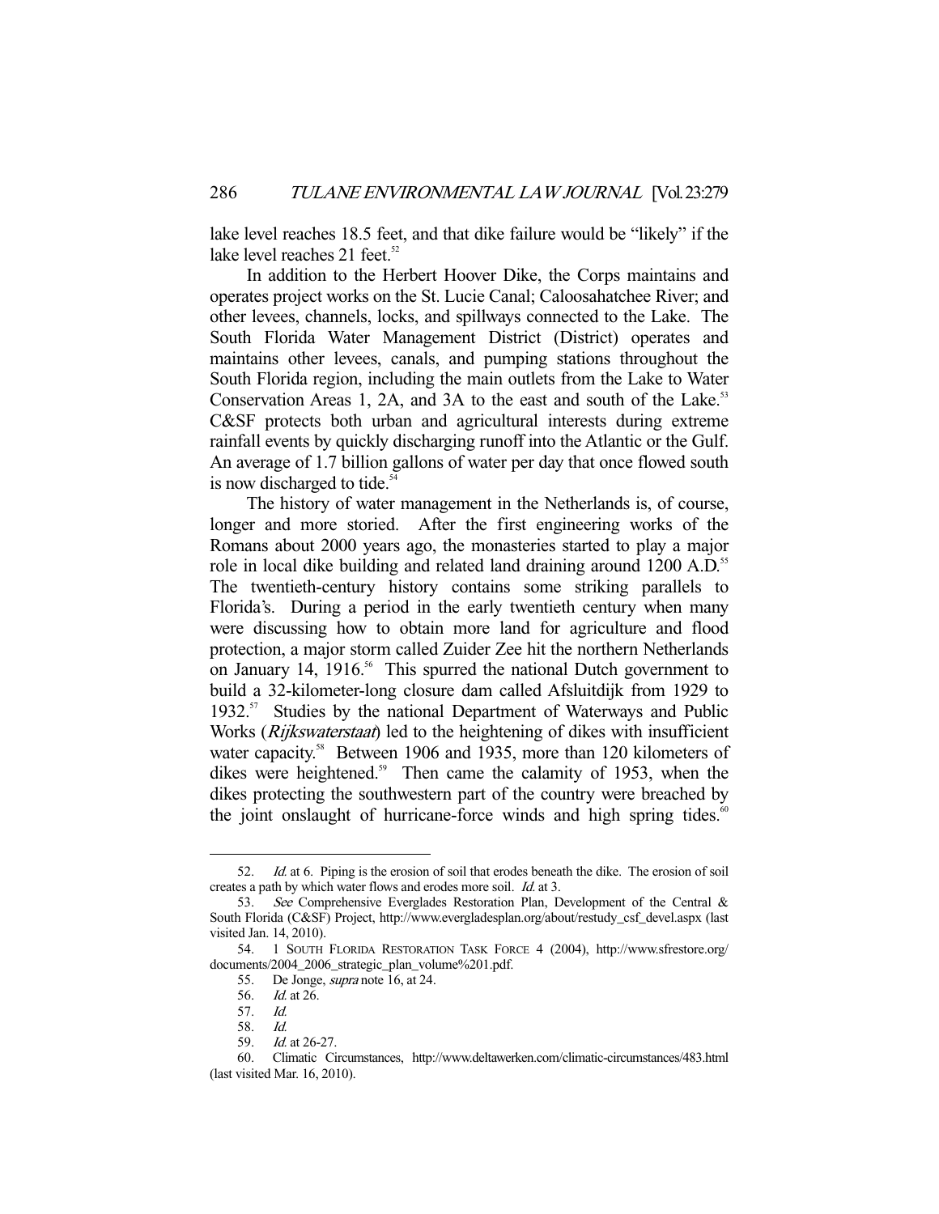lake level reaches 18.5 feet, and that dike failure would be "likely" if the lake level reaches 21 feet.[52]

In addition to the Herbert Hoover Dike, the Corps maintains and operates project works on the St. Lucie Canal; Caloosahatchee River; and other levees, channels, locks, and spillways connected to the Lake. The South Florida Water Management District (District) operates and maintains other levees, canals, and pumping stations throughout the South Florida region, including the main outlets from the Lake to Water Conservation Areas 1, 2A, and 3A to the east and south of the Lake.[53] C&SF protects both urban and agricultural interests during extreme rainfall events by quickly discharging runoff into the Atlantic or the Gulf. An average of 1.7 billion gallons of water per day that once flowed south is now discharged to tide.[54]

The history of water management in the Netherlands is, of course, longer and more storied. After the first engineering works of the Romans about 2000 years ago, the monasteries started to play a major role in local dike building and related land draining around 1200 A.D.[55] The twentieth-century history contains some striking parallels to Florida's. During a period in the early twentieth century when many were discussing how to obtain more land for agriculture and flood protection, a major storm called Zuider Zee hit the northern Netherlands on January 14, 1916.[56] This spurred the national Dutch government to build a 32-kilometer-long closure dam called Afsluitdijk from 1929 to 1932.[57] Studies by the national Department of Waterways and Public Works (*Rijkswaterstaat*) led to the heightening of dikes with insufficient water capacity.[58] Between 1906 and 1935, more than 120 kilometers of dikes were heightened.[59] Then came the calamity of 1953, when the dikes protecting the southwestern part of the country were breached by the joint onslaught of hurricane-force winds and high spring tides.[60]

---

52. *Id.* at 6. Piping is the erosion of soil that erodes beneath the dike. The erosion of soil creates a path by which water flows and erodes more soil. *Id.* at 3.

53. *See* Comprehensive Everglades Restoration Plan, Development of the Central & South Florida (C&SF) Project, http://www.evergladesplan.org/about/restudy_csf_devel.aspx (last visited Jan. 14, 2010).

54. 1 SOUTH FLORIDA RESTORATION TASK FORCE 4 (2004), http://www.sfrestore.org/documents/2004_2006_strategic_plan_volume%201.pdf.

55. De Jonge, *supra* note 16, at 24.

56. *Id.* at 26.

57. *Id.*

58. *Id.*

59. *Id.* at 26-27.

60. Climatic Circumstances, http://www.deltawerken.com/climatic-circumstances/483.html (last visited Mar. 16, 2010).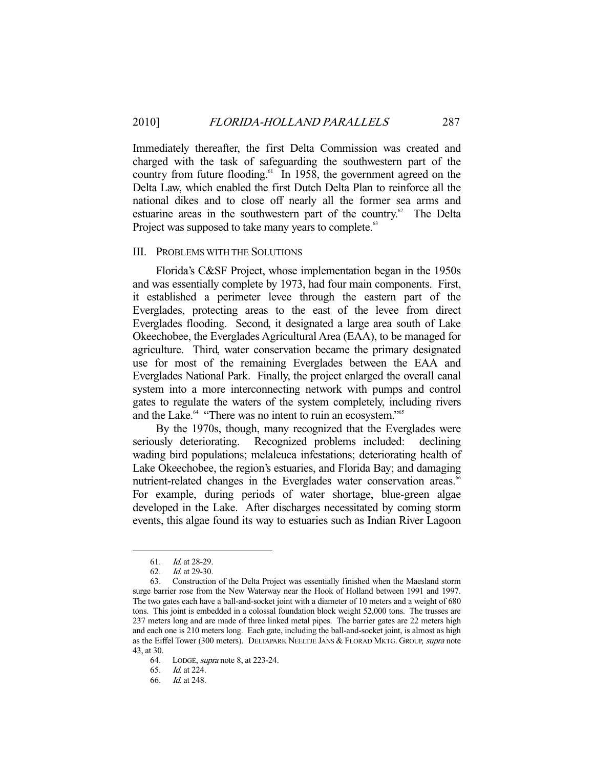Immediately thereafter, the first Delta Commission was created and charged with the task of safeguarding the southwestern part of the country from future flooding.[61] In 1958, the government agreed on the Delta Law, which enabled the first Dutch Delta Plan to reinforce all the national dikes and to close off nearly all the former sea arms and estuarine areas in the southwestern part of the country.[62] The Delta Project was supposed to take many years to complete.[63]

## III. PROBLEMS WITH THE SOLUTIONS

Florida's C&SF Project, whose implementation began in the 1950s and was essentially complete by 1973, had four main components. First, it established a perimeter levee through the eastern part of the Everglades, protecting areas to the east of the levee from direct Everglades flooding. Second, it designated a large area south of Lake Okeechobee, the Everglades Agricultural Area (EAA), to be managed for agriculture. Third, water conservation became the primary designated use for most of the remaining Everglades between the EAA and Everglades National Park. Finally, the project enlarged the overall canal system into a more interconnecting network with pumps and control gates to regulate the waters of the system completely, including rivers and the Lake.[64] "There was no intent to ruin an ecosystem."[65]

By the 1970s, though, many recognized that the Everglades were seriously deteriorating. Recognized problems included: declining wading bird populations; melaleuca infestations; deteriorating health of Lake Okeechobee, the region's estuaries, and Florida Bay; and damaging nutrient-related changes in the Everglades water conservation areas.[66] For example, during periods of water shortage, blue-green algae developed in the Lake. After discharges necessitated by coming storm events, this algae found its way to estuaries such as Indian River Lagoon

---

61. *Id.* at 28-29.

62. *Id.* at 29-30.

63. Construction of the Delta Project was essentially finished when the Maesland storm surge barrier rose from the New Waterway near the Hook of Holland between 1991 and 1997. The two gates each have a ball-and-socket joint with a diameter of 10 meters and a weight of 680 tons. This joint is embedded in a colossal foundation block weight 52,000 tons. The trusses are 237 meters long and are made of three linked metal pipes. The barrier gates are 22 meters high and each one is 210 meters long. Each gate, including the ball-and-socket joint, is almost as high as the Eiffel Tower (300 meters). DELTAPARK NEELTJE JANS & FLORAD MKTG. GROUP, *supra* note 43, at 30.

64. LODGE, *supra* note 8, at 223-24.

65. *Id.* at 224.

66. *Id.* at 248.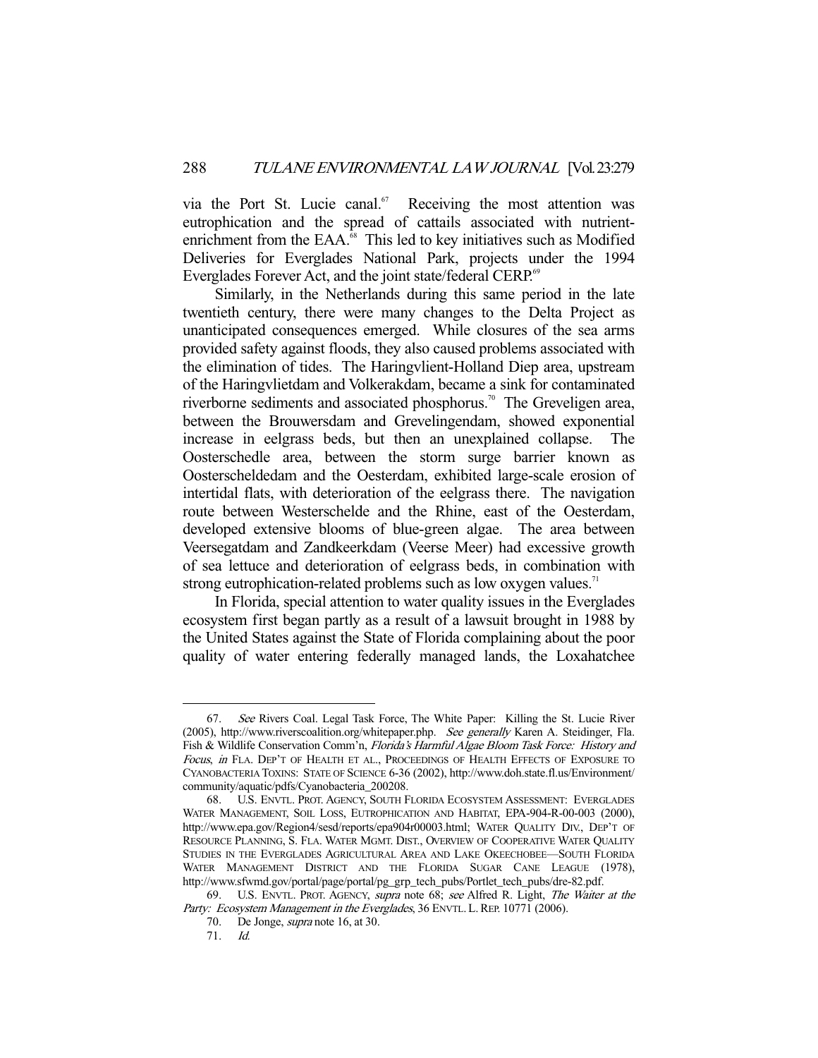via the Port St. Lucie canal.[67] Receiving the most attention was eutrophication and the spread of cattails associated with nutrient-enrichment from the EAA.[68] This led to key initiatives such as Modified Deliveries for Everglades National Park, projects under the 1994 Everglades Forever Act, and the joint state/federal CERP.[69]

Similarly, in the Netherlands during this same period in the late twentieth century, there were many changes to the Delta Project as unanticipated consequences emerged. While closures of the sea arms provided safety against floods, they also caused problems associated with the elimination of tides. The Haringvlient-Holland Diep area, upstream of the Haringvlietdam and Volkerakdam, became a sink for contaminated riverborne sediments and associated phosphorus.[70] The Greveligen area, between the Brouwersdam and Grevelingendam, showed exponential increase in eelgrass beds, but then an unexplained collapse. The Oosterschedle area, between the storm surge barrier known as Oosterscheldedam and the Oesterdam, exhibited large-scale erosion of intertidal flats, with deterioration of the eelgrass there. The navigation route between Westerschelde and the Rhine, east of the Oesterdam, developed extensive blooms of blue-green algae. The area between Veersegatdam and Zandkeerkdam (Veerse Meer) had excessive growth of sea lettuce and deterioration of eelgrass beds, in combination with strong eutrophication-related problems such as low oxygen values.[71]

In Florida, special attention to water quality issues in the Everglades ecosystem first began partly as a result of a lawsuit brought in 1988 by the United States against the State of Florida complaining about the poor quality of water entering federally managed lands, the Loxahatchee

---

67. *See* Rivers Coal. Legal Task Force, The White Paper: Killing the St. Lucie River (2005), http://www.riverscoalition.org/whitepaper.php. *See generally* Karen A. Steidinger, Fla. Fish & Wildlife Conservation Comm'n, *Florida's Harmful Algae Bloom Task Force: History and Focus*, *in* FLA. DEP'T OF HEALTH ET AL., PROCEEDINGS OF HEALTH EFFECTS OF EXPOSURE TO CYANOBACTERIA TOXINS: STATE OF SCIENCE 6-36 (2002), http://www.doh.state.fl.us/Environment/community/aquatic/pdfs/Cyanobacteria_200208.

68. U.S. ENVTL. PROT. AGENCY, SOUTH FLORIDA ECOSYSTEM ASSESSMENT: EVERGLADES WATER MANAGEMENT, SOIL LOSS, EUTROPHICATION AND HABITAT, EPA-904-R-00-003 (2000), http://www.epa.gov/Region4/sesd/reports/epa904r00003.html; WATER QUALITY DIV., DEP'T OF RESOURCE PLANNING, S. FLA. WATER MGMT. DIST., OVERVIEW OF COOPERATIVE WATER QUALITY STUDIES IN THE EVERGLADES AGRICULTURAL AREA AND LAKE OKEECHOBEE—SOUTH FLORIDA WATER MANAGEMENT DISTRICT AND THE FLORIDA SUGAR CANE LEAGUE (1978), http://www.sfwmd.gov/portal/page/portal/pg_grp_tech_pubs/Portlet_tech_pubs/dre-82.pdf.

69. U.S. ENVTL. PROT. AGENCY, *supra* note 68; *see* Alfred R. Light, *The Waiter at the Party: Ecosystem Management in the Everglades*, 36 ENVTL. L. REP. 10771 (2006).

70. De Jonge, *supra* note 16, at 30.

71. *Id.*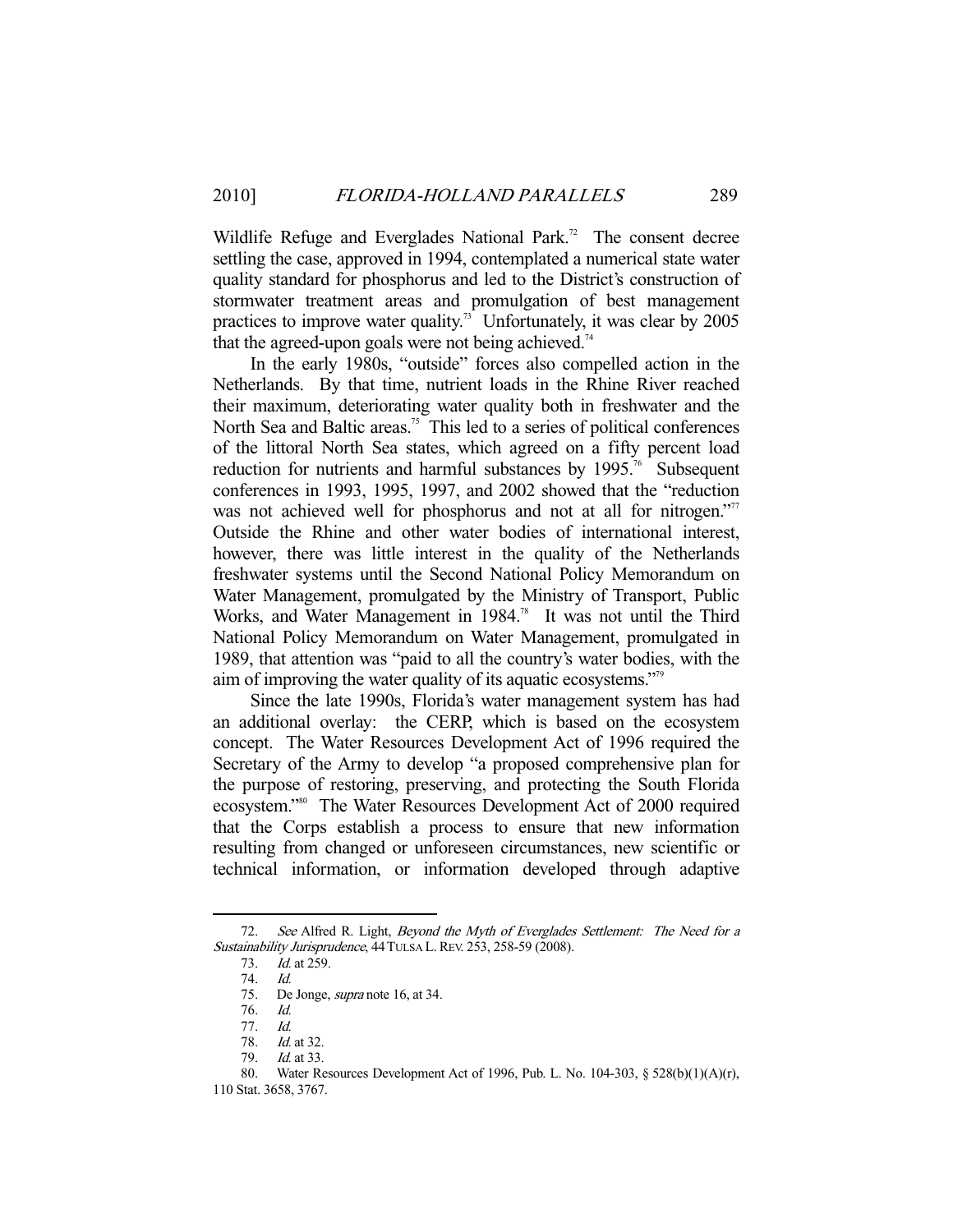Wildlife Refuge and Everglades National Park.[72] The consent decree settling the case, approved in 1994, contemplated a numerical state water quality standard for phosphorus and led to the District's construction of stormwater treatment areas and promulgation of best management practices to improve water quality.[73] Unfortunately, it was clear by 2005 that the agreed-upon goals were not being achieved.[74]

In the early 1980s, "outside" forces also compelled action in the Netherlands. By that time, nutrient loads in the Rhine River reached their maximum, deteriorating water quality both in freshwater and the North Sea and Baltic areas.[75] This led to a series of political conferences of the littoral North Sea states, which agreed on a fifty percent load reduction for nutrients and harmful substances by 1995.[76] Subsequent conferences in 1993, 1995, 1997, and 2002 showed that the "reduction was not achieved well for phosphorus and not at all for nitrogen."[77] Outside the Rhine and other water bodies of international interest, however, there was little interest in the quality of the Netherlands freshwater systems until the Second National Policy Memorandum on Water Management, promulgated by the Ministry of Transport, Public Works, and Water Management in 1984.[78] It was not until the Third National Policy Memorandum on Water Management, promulgated in 1989, that attention was "paid to all the country's water bodies, with the aim of improving the water quality of its aquatic ecosystems."[79]

Since the late 1990s, Florida's water management system has had an additional overlay: the CERP, which is based on the ecosystem concept. The Water Resources Development Act of 1996 required the Secretary of the Army to develop "a proposed comprehensive plan for the purpose of restoring, preserving, and protecting the South Florida ecosystem."[80] The Water Resources Development Act of 2000 required that the Corps establish a process to ensure that new information resulting from changed or unforeseen circumstances, new scientific or technical information, or information developed through adaptive

---

72. *See* Alfred R. Light, *Beyond the Myth of Everglades Settlement: The Need for a Sustainability Jurisprudence*, 44 TULSA L. REV. 253, 258-59 (2008).

73. *Id.* at 259.

74. *Id.*

75. De Jonge, *supra* note 16, at 34.

76. *Id.*

77. *Id.*

78. *Id.* at 32.

79. *Id.* at 33.

80. Water Resources Development Act of 1996, Pub. L. No. 104-303, § 528(b)(1)(A)(r), 110 Stat. 3658, 3767.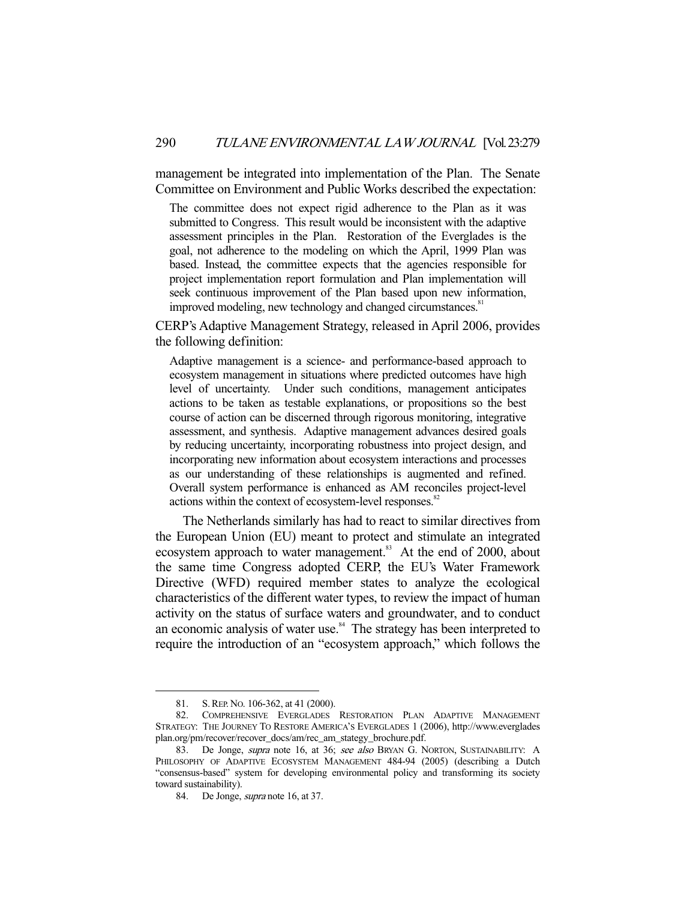management be integrated into implementation of the Plan. The Senate Committee on Environment and Public Works described the expectation:

> The committee does not expect rigid adherence to the Plan as it was submitted to Congress. This result would be inconsistent with the adaptive assessment principles in the Plan. Restoration of the Everglades is the goal, not adherence to the modeling on which the April, 1999 Plan was based. Instead, the committee expects that the agencies responsible for project implementation report formulation and Plan implementation will seek continuous improvement of the Plan based upon new information, improved modeling, new technology and changed circumstances.[81]

CERP's Adaptive Management Strategy, released in April 2006, provides the following definition:

> Adaptive management is a science- and performance-based approach to ecosystem management in situations where predicted outcomes have high level of uncertainty. Under such conditions, management anticipates actions to be taken as testable explanations, or propositions so the best course of action can be discerned through rigorous monitoring, integrative assessment, and synthesis. Adaptive management advances desired goals by reducing uncertainty, incorporating robustness into project design, and incorporating new information about ecosystem interactions and processes as our understanding of these relationships is augmented and refined. Overall system performance is enhanced as AM reconciles project-level actions within the context of ecosystem-level responses.[82]

The Netherlands similarly has had to react to similar directives from the European Union (EU) meant to protect and stimulate an integrated ecosystem approach to water management.[83] At the end of 2000, about the same time Congress adopted CERP, the EU's Water Framework Directive (WFD) required member states to analyze the ecological characteristics of the different water types, to review the impact of human activity on the status of surface waters and groundwater, and to conduct an economic analysis of water use.[84] The strategy has been interpreted to require the introduction of an "ecosystem approach," which follows the

---

81. S. REP. NO. 106-362, at 41 (2000).

82. COMPREHENSIVE EVERGLADES RESTORATION PLAN ADAPTIVE MANAGEMENT STRATEGY: THE JOURNEY TO RESTORE AMERICA'S EVERGLADES 1 (2006), http://www.evergladesplan.org/pm/recover/recover_docs/am/rec_am_stategy_brochure.pdf.

83. De Jonge, *supra* note 16, at 36; *see also* BRYAN G. NORTON, SUSTAINABILITY: A PHILOSOPHY OF ADAPTIVE ECOSYSTEM MANAGEMENT 484-94 (2005) (describing a Dutch "consensus-based" system for developing environmental policy and transforming its society toward sustainability).

84. De Jonge, *supra* note 16, at 37.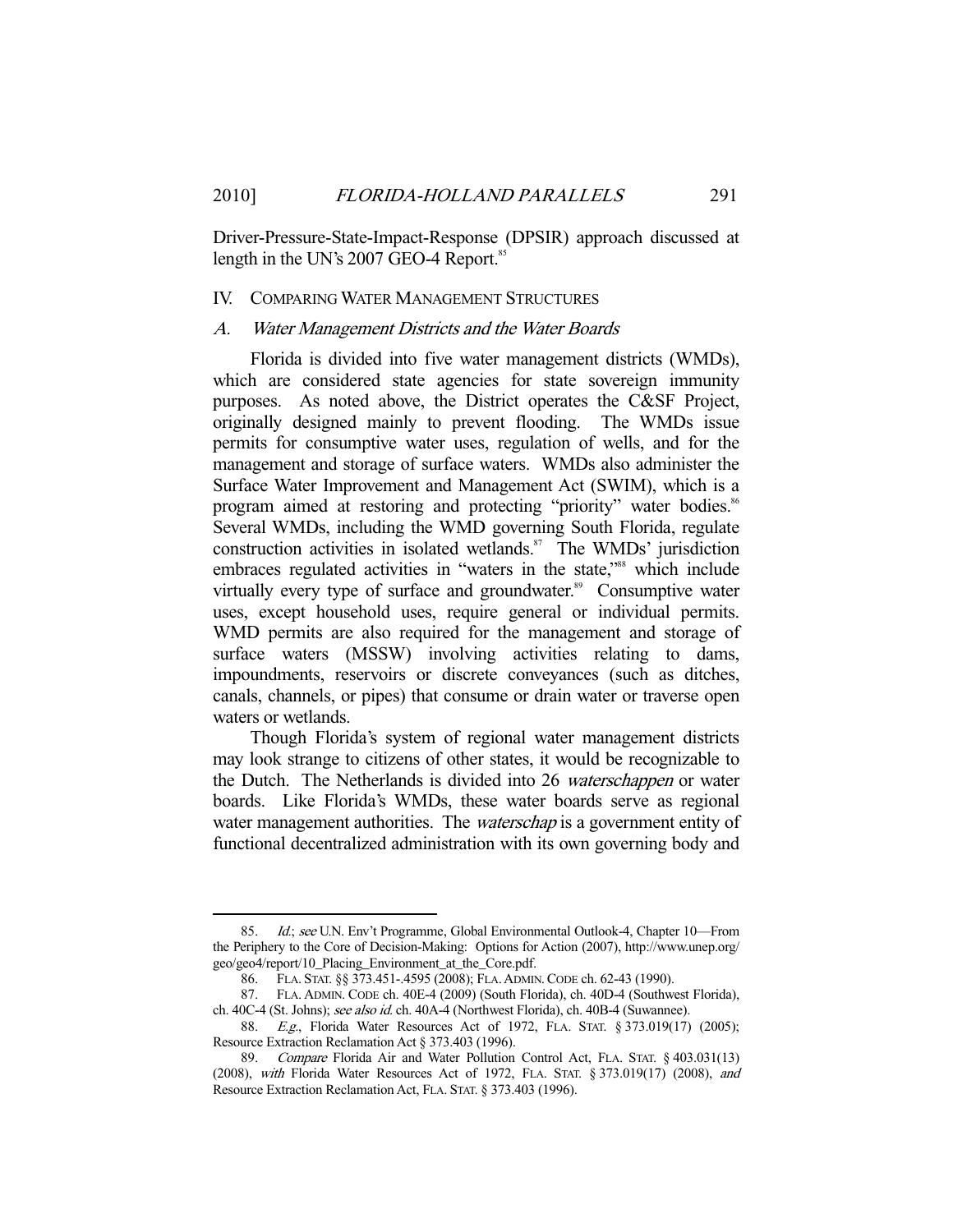Driver-Pressure-State-Impact-Response (DPSIR) approach discussed at length in the UN's 2007 GEO-4 Report.[85]

## IV. COMPARING WATER MANAGEMENT STRUCTURES

### A. *Water Management Districts and the Water Boards*

Florida is divided into five water management districts (WMDs), which are considered state agencies for state sovereign immunity purposes. As noted above, the District operates the C&SF Project, originally designed mainly to prevent flooding. The WMDs issue permits for consumptive water uses, regulation of wells, and for the management and storage of surface waters. WMDs also administer the Surface Water Improvement and Management Act (SWIM), which is a program aimed at restoring and protecting "priority" water bodies.[86] Several WMDs, including the WMD governing South Florida, regulate construction activities in isolated wetlands.[87] The WMDs' jurisdiction embraces regulated activities in "waters in the state,"[88] which include virtually every type of surface and groundwater.[89] Consumptive water uses, except household uses, require general or individual permits. WMD permits are also required for the management and storage of surface waters (MSSW) involving activities relating to dams, impoundments, reservoirs or discrete conveyances (such as ditches, canals, channels, or pipes) that consume or drain water or traverse open waters or wetlands.

Though Florida's system of regional water management districts may look strange to citizens of other states, it would be recognizable to the Dutch. The Netherlands is divided into 26 *waterschappen* or water boards. Like Florida's WMDs, these water boards serve as regional water management authorities. The *waterschap* is a government entity of functional decentralized administration with its own governing body and

---

85. *Id.*; *see* U.N. Env't Programme, Global Environmental Outlook-4, Chapter 10—From the Periphery to the Core of Decision-Making: Options for Action (2007), http://www.unep.org/geo/geo4/report/10_Placing_Environment_at_the_Core.pdf.

86. FLA. STAT. §§ 373.451-.4595 (2008); FLA. ADMIN. CODE ch. 62-43 (1990).

87. FLA. ADMIN. CODE ch. 40E-4 (2009) (South Florida), ch. 40D-4 (Southwest Florida), ch. 40C-4 (St. Johns); *see also id.* ch. 40A-4 (Northwest Florida), ch. 40B-4 (Suwannee).

88. *E.g.*, Florida Water Resources Act of 1972, FLA. STAT. § 373.019(17) (2005); Resource Extraction Reclamation Act § 373.403 (1996).

89. *Compare* Florida Air and Water Pollution Control Act, FLA. STAT. § 403.031(13) (2008), *with* Florida Water Resources Act of 1972, FLA. STAT. § 373.019(17) (2008), *and* Resource Extraction Reclamation Act, FLA. STAT. § 373.403 (1996).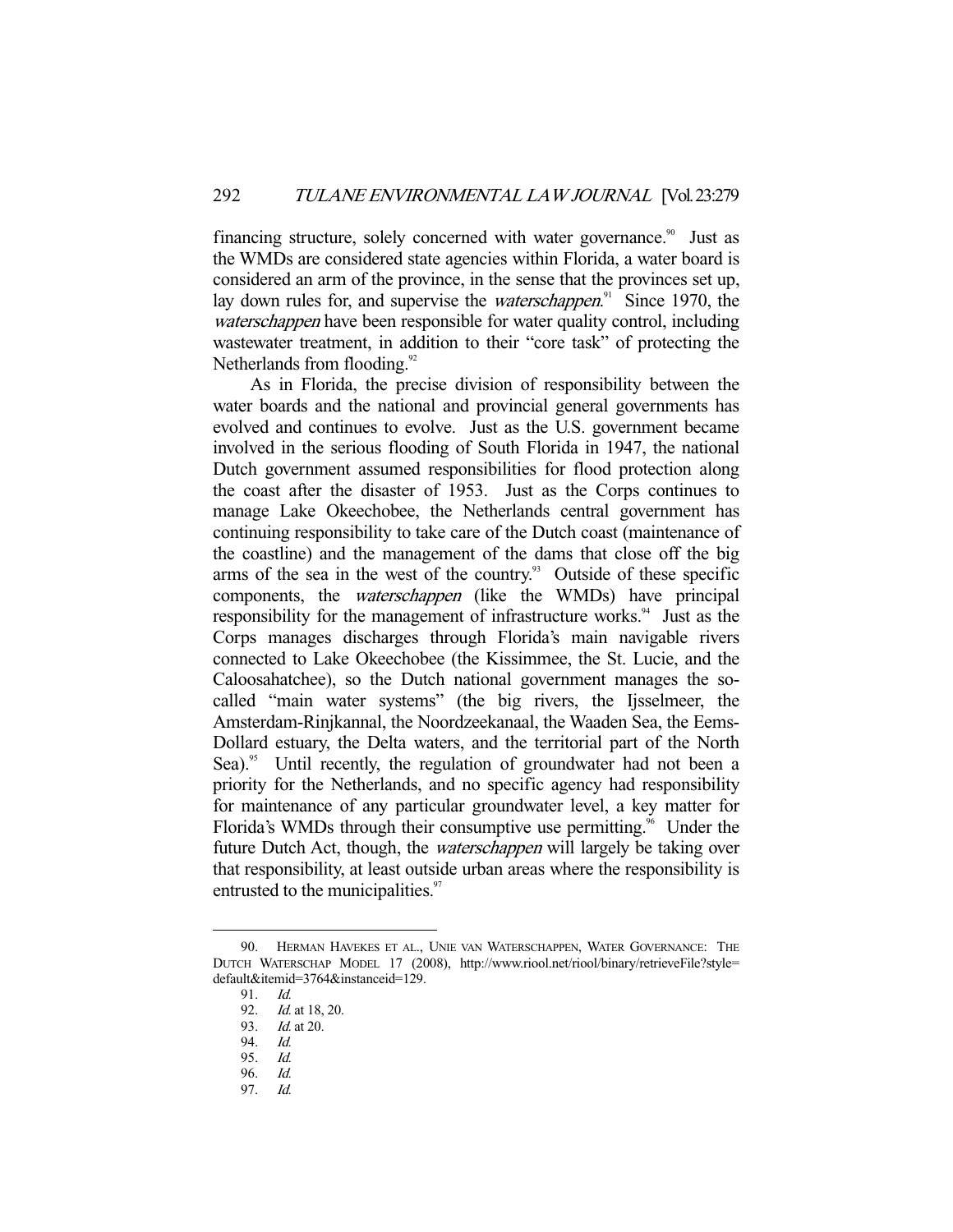financing structure, solely concerned with water governance.[90] Just as the WMDs are considered state agencies within Florida, a water board is considered an arm of the province, in the sense that the provinces set up, lay down rules for, and supervise the *waterschappen*.[91] Since 1970, the *waterschappen* have been responsible for water quality control, including wastewater treatment, in addition to their "core task" of protecting the Netherlands from flooding.[92]

As in Florida, the precise division of responsibility between the water boards and the national and provincial general governments has evolved and continues to evolve. Just as the U.S. government became involved in the serious flooding of South Florida in 1947, the national Dutch government assumed responsibilities for flood protection along the coast after the disaster of 1953. Just as the Corps continues to manage Lake Okeechobee, the Netherlands central government has continuing responsibility to take care of the Dutch coast (maintenance of the coastline) and the management of the dams that close off the big arms of the sea in the west of the country.[93] Outside of these specific components, the *waterschappen* (like the WMDs) have principal responsibility for the management of infrastructure works.[94] Just as the Corps manages discharges through Florida's main navigable rivers connected to Lake Okeechobee (the Kissimmee, the St. Lucie, and the Caloosahatchee), so the Dutch national government manages the so-called "main water systems" (the big rivers, the Ijsselmeer, the Amsterdam-Rinjkannal, the Noordzeekanaal, the Waaden Sea, the Eems-Dollard estuary, the Delta waters, and the territorial part of the North Sea).[95] Until recently, the regulation of groundwater had not been a priority for the Netherlands, and no specific agency had responsibility for maintenance of any particular groundwater level, a key matter for Florida's WMDs through their consumptive use permitting.[96] Under the future Dutch Act, though, the *waterschappen* will largely be taking over that responsibility, at least outside urban areas where the responsibility is entrusted to the municipalities.[97]

---

90. HERMAN HAVEKES ET AL., UNIE VAN WATERSCHAPPEN, WATER GOVERNANCE: THE DUTCH WATERSCHAP MODEL 17 (2008), http://www.riool.net/riool/binary/retrieveFile?style=default&itemid=3764&instanceid=129.

91. *Id.*

92. *Id.* at 18, 20.

93. *Id.* at 20.

94. *Id.*

95. *Id.*

96. *Id.*

97. *Id.*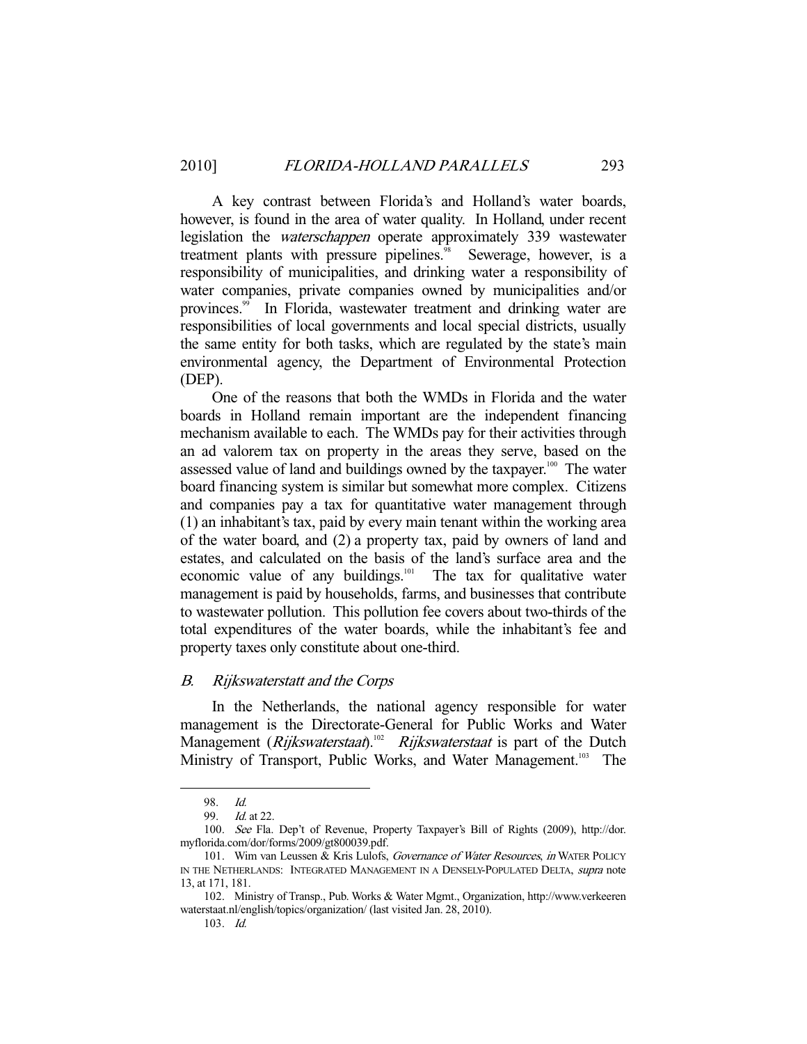A key contrast between Florida's and Holland's water boards, however, is found in the area of water quality. In Holland, under recent legislation the *waterschappen* operate approximately 339 wastewater treatment plants with pressure pipelines.[98] Sewerage, however, is a responsibility of municipalities, and drinking water a responsibility of water companies, private companies owned by municipalities and/or provinces.[99] In Florida, wastewater treatment and drinking water are responsibilities of local governments and local special districts, usually the same entity for both tasks, which are regulated by the state's main environmental agency, the Department of Environmental Protection (DEP).

One of the reasons that both the WMDs in Florida and the water boards in Holland remain important are the independent financing mechanism available to each. The WMDs pay for their activities through an ad valorem tax on property in the areas they serve, based on the assessed value of land and buildings owned by the taxpayer.[100] The water board financing system is similar but somewhat more complex. Citizens and companies pay a tax for quantitative water management through (1) an inhabitant's tax, paid by every main tenant within the working area of the water board, and (2) a property tax, paid by owners of land and estates, and calculated on the basis of the land's surface area and the economic value of any buildings.[101] The tax for qualitative water management is paid by households, farms, and businesses that contribute to wastewater pollution. This pollution fee covers about two-thirds of the total expenditures of the water boards, while the inhabitant's fee and property taxes only constitute about one-third.

### *B. Rijkswaterstatt and the Corps*

In the Netherlands, the national agency responsible for water management is the Directorate-General for Public Works and Water Management (*Rijkswaterstaat*).[102] *Rijkswaterstaat* is part of the Dutch Ministry of Transport, Public Works, and Water Management.[103] The

---

98. *Id.*

99. *Id.* at 22.

100. *See* Fla. Dep't of Revenue, Property Taxpayer's Bill of Rights (2009), http://dor.myflorida.com/dor/forms/2009/gt800039.pdf.

101. Wim van Leussen & Kris Lulofs, *Governance of Water Resources*, *in* WATER POLICY IN THE NETHERLANDS: INTEGRATED MANAGEMENT IN A DENSELY-POPULATED DELTA, *supra* note 13, at 171, 181.

102. Ministry of Transp., Pub. Works & Water Mgmt., Organization, http://www.verkeerenwaterstaat.nl/english/topics/organization/ (last visited Jan. 28, 2010).

103. *Id.*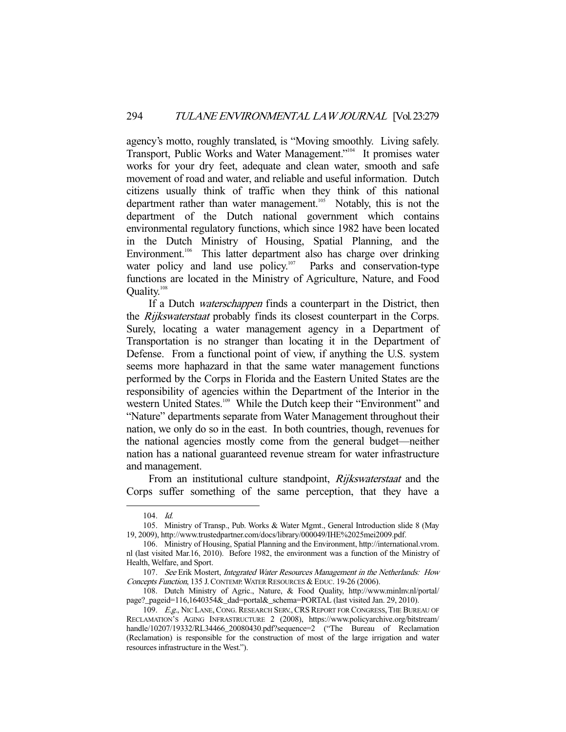agency's motto, roughly translated, is "Moving smoothly. Living safely. Transport, Public Works and Water Management."[104] It promises water works for your dry feet, adequate and clean water, smooth and safe movement of road and water, and reliable and useful information. Dutch citizens usually think of traffic when they think of this national department rather than water management.[105] Notably, this is not the department of the Dutch national government which contains environmental regulatory functions, which since 1982 have been located in the Dutch Ministry of Housing, Spatial Planning, and the Environment.[106] This latter department also has charge over drinking water policy and land use policy.[107] Parks and conservation-type functions are located in the Ministry of Agriculture, Nature, and Food Quality.[108]

If a Dutch *waterschappen* finds a counterpart in the District, then the *Rijkswaterstaat* probably finds its closest counterpart in the Corps. Surely, locating a water management agency in a Department of Transportation is no stranger than locating it in the Department of Defense. From a functional point of view, if anything the U.S. system seems more haphazard in that the same water management functions performed by the Corps in Florida and the Eastern United States are the responsibility of agencies within the Department of the Interior in the western United States.[109] While the Dutch keep their "Environment" and "Nature" departments separate from Water Management throughout their nation, we only do so in the east. In both countries, though, revenues for the national agencies mostly come from the general budget—neither nation has a national guaranteed revenue stream for water infrastructure and management.

From an institutional culture standpoint, *Rijkswaterstaat* and the Corps suffer something of the same perception, that they have a

---

104. *Id.*

105. Ministry of Transp., Pub. Works & Water Mgmt., General Introduction slide 8 (May 19, 2009), http://www.trustedpartner.com/docs/library/000049/IHE%2025mei2009.pdf.

106. Ministry of Housing, Spatial Planning and the Environment, http://international.vrom.nl (last visited Mar.16, 2010). Before 1982, the environment was a function of the Ministry of Health, Welfare, and Sport.

107. *See* Erik Mostert, *Integrated Water Resources Management in the Netherlands: How Concepts Function*, 135 J. CONTEMP. WATER RESOURCES & EDUC. 19-26 (2006).

108. Dutch Ministry of Agric., Nature, & Food Quality, http://www.minlnv.nl/portal/page?_pageid=116,1640354&_dad=portal&_schema=PORTAL (last visited Jan. 29, 2010).

109. *E.g.*, NIC LANE, CONG. RESEARCH SERV., CRS REPORT FOR CONGRESS, THE BUREAU OF RECLAMATION'S AGING INFRASTRUCTURE 2 (2008), https://www.policyarchive.org/bitstream/handle/10207/19332/RL34466_20080430.pdf?sequence=2 ("The Bureau of Reclamation (Reclamation) is responsible for the construction of most of the large irrigation and water resources infrastructure in the West.").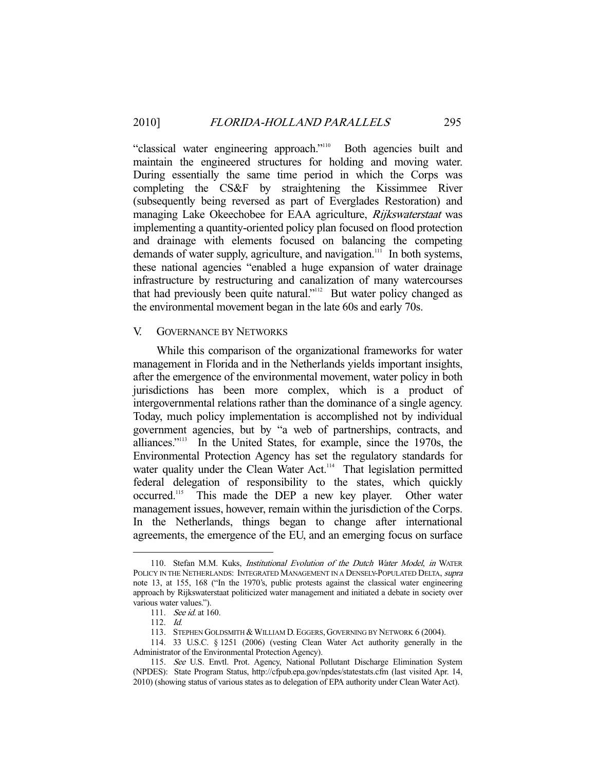"classical water engineering approach."[110] Both agencies built and maintain the engineered structures for holding and moving water. During essentially the same time period in which the Corps was completing the CS&F by straightening the Kissimmee River (subsequently being reversed as part of Everglades Restoration) and managing Lake Okeechobee for EAA agriculture, *Rijkswaterstaat* was implementing a quantity-oriented policy plan focused on flood protection and drainage with elements focused on balancing the competing demands of water supply, agriculture, and navigation.[111] In both systems, these national agencies "enabled a huge expansion of water drainage infrastructure by restructuring and canalization of many watercourses that had previously been quite natural."[112] But water policy changed as the environmental movement began in the late 60s and early 70s.

## V. GOVERNANCE BY NETWORKS

While this comparison of the organizational frameworks for water management in Florida and in the Netherlands yields important insights, after the emergence of the environmental movement, water policy in both jurisdictions has been more complex, which is a product of intergovernmental relations rather than the dominance of a single agency. Today, much policy implementation is accomplished not by individual government agencies, but by "a web of partnerships, contracts, and alliances."[113] In the United States, for example, since the 1970s, the Environmental Protection Agency has set the regulatory standards for water quality under the Clean Water Act.[114] That legislation permitted federal delegation of responsibility to the states, which quickly occurred.[115] This made the DEP a new key player. Other water management issues, however, remain within the jurisdiction of the Corps. In the Netherlands, things began to change after international agreements, the emergence of the EU, and an emerging focus on surface

---

110. Stefan M.M. Kuks, *Institutional Evolution of the Dutch Water Model*, *in* WATER POLICY IN THE NETHERLANDS: INTEGRATED MANAGEMENT IN A DENSELY-POPULATED DELTA, *supra* note 13, at 155, 168 ("In the 1970's, public protests against the classical water engineering approach by Rijkswaterstaat politicized water management and initiated a debate in society over various water values.").

111. *See id.* at 160.

112. *Id.*

113. STEPHEN GOLDSMITH & WILLIAM D. EGGERS, GOVERNING BY NETWORK 6 (2004).

114. 33 U.S.C. § 1251 (2006) (vesting Clean Water Act authority generally in the Administrator of the Environmental Protection Agency).

115. *See* U.S. Envtl. Prot. Agency, National Pollutant Discharge Elimination System (NPDES): State Program Status, http://cfpub.epa.gov/npdes/statestats.cfm (last visited Apr. 14, 2010) (showing status of various states as to delegation of EPA authority under Clean Water Act).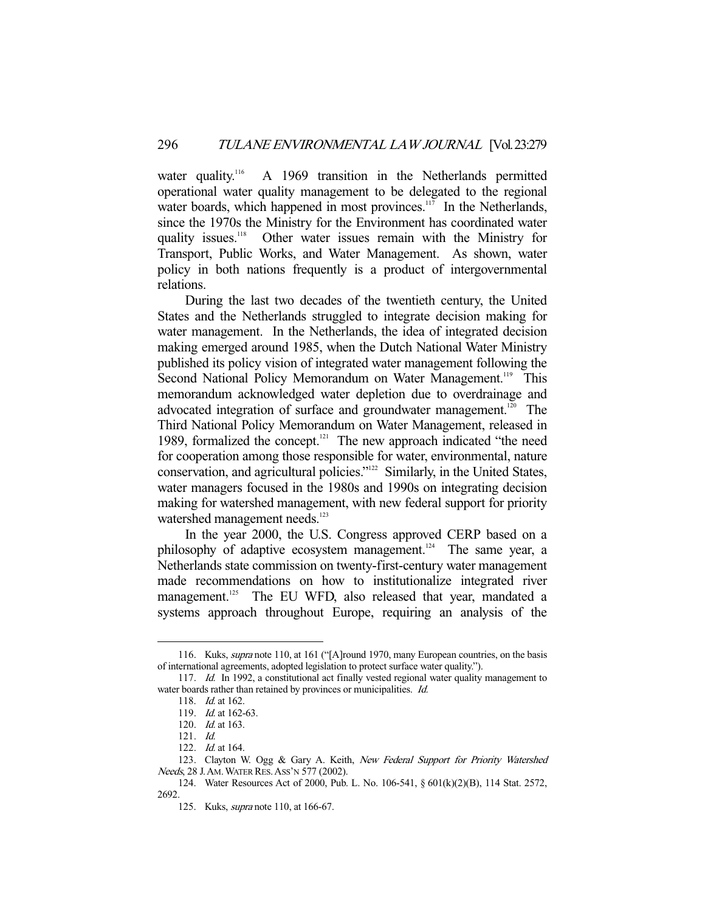water quality.[116] A 1969 transition in the Netherlands permitted operational water quality management to be delegated to the regional water boards, which happened in most provinces.[117] In the Netherlands, since the 1970s the Ministry for the Environment has coordinated water quality issues.[118] Other water issues remain with the Ministry for Transport, Public Works, and Water Management. As shown, water policy in both nations frequently is a product of intergovernmental relations.

During the last two decades of the twentieth century, the United States and the Netherlands struggled to integrate decision making for water management. In the Netherlands, the idea of integrated decision making emerged around 1985, when the Dutch National Water Ministry published its policy vision of integrated water management following the Second National Policy Memorandum on Water Management.[119] This memorandum acknowledged water depletion due to overdrainage and advocated integration of surface and groundwater management.[120] The Third National Policy Memorandum on Water Management, released in 1989, formalized the concept.[121] The new approach indicated "the need for cooperation among those responsible for water, environmental, nature conservation, and agricultural policies."[122] Similarly, in the United States, water managers focused in the 1980s and 1990s on integrating decision making for watershed management, with new federal support for priority watershed management needs.[123]

In the year 2000, the U.S. Congress approved CERP based on a philosophy of adaptive ecosystem management.[124] The same year, a Netherlands state commission on twenty-first-century water management made recommendations on how to institutionalize integrated river management.[125] The EU WFD, also released that year, mandated a systems approach throughout Europe, requiring an analysis of the

---

116. Kuks, *supra* note 110, at 161 ("[A]round 1970, many European countries, on the basis of international agreements, adopted legislation to protect surface water quality.").

117. *Id.* In 1992, a constitutional act finally vested regional water quality management to water boards rather than retained by provinces or municipalities. *Id.*

118. *Id.* at 162.

119. *Id.* at 162-63.

120. *Id.* at 163.

121. *Id.*

122. *Id.* at 164.

123. Clayton W. Ogg & Gary A. Keith, *New Federal Support for Priority Watershed Needs*, 28 J. AM. WATER RES. ASS'N 577 (2002).

124. Water Resources Act of 2000, Pub. L. No. 106-541, § 601(k)(2)(B), 114 Stat. 2572, 2692.

125. Kuks, *supra* note 110, at 166-67.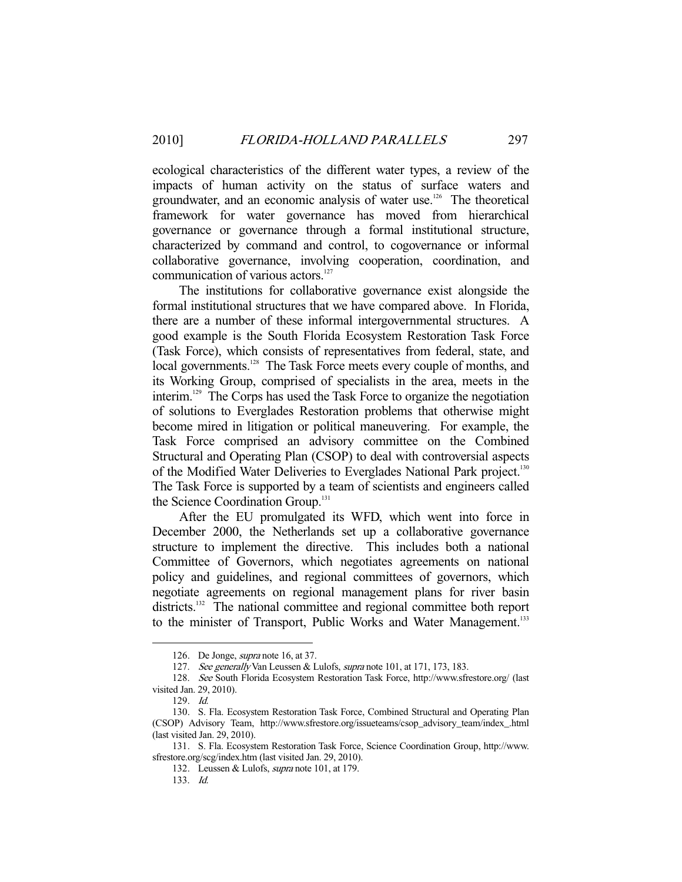ecological characteristics of the different water types, a review of the impacts of human activity on the status of surface waters and groundwater, and an economic analysis of water use.[126] The theoretical framework for water governance has moved from hierarchical governance or governance through a formal institutional structure, characterized by command and control, to cogovernance or informal collaborative governance, involving cooperation, coordination, and communication of various actors.[127]

The institutions for collaborative governance exist alongside the formal institutional structures that we have compared above. In Florida, there are a number of these informal intergovernmental structures. A good example is the South Florida Ecosystem Restoration Task Force (Task Force), which consists of representatives from federal, state, and local governments.[128] The Task Force meets every couple of months, and its Working Group, comprised of specialists in the area, meets in the interim.[129] The Corps has used the Task Force to organize the negotiation of solutions to Everglades Restoration problems that otherwise might become mired in litigation or political maneuvering. For example, the Task Force comprised an advisory committee on the Combined Structural and Operating Plan (CSOP) to deal with controversial aspects of the Modified Water Deliveries to Everglades National Park project.[130] The Task Force is supported by a team of scientists and engineers called the Science Coordination Group.[131]

After the EU promulgated its WFD, which went into force in December 2000, the Netherlands set up a collaborative governance structure to implement the directive. This includes both a national Committee of Governors, which negotiates agreements on national policy and guidelines, and regional committees of governors, which negotiate agreements on regional management plans for river basin districts.[132] The national committee and regional committee both report to the minister of Transport, Public Works and Water Management.[133]

---

126. De Jonge, *supra* note 16, at 37.

127. *See generally* Van Leussen & Lulofs, *supra* note 101, at 171, 173, 183.

128. *See* South Florida Ecosystem Restoration Task Force, http://www.sfrestore.org/ (last visited Jan. 29, 2010).

129. *Id.*

130. S. Fla. Ecosystem Restoration Task Force, Combined Structural and Operating Plan (CSOP) Advisory Team, http://www.sfrestore.org/issueteams/csop_advisory_team/index_.html (last visited Jan. 29, 2010).

131. S. Fla. Ecosystem Restoration Task Force, Science Coordination Group, http://www.sfrestore.org/scg/index.htm (last visited Jan. 29, 2010).

132. Leussen & Lulofs, *supra* note 101, at 179.

133. *Id.*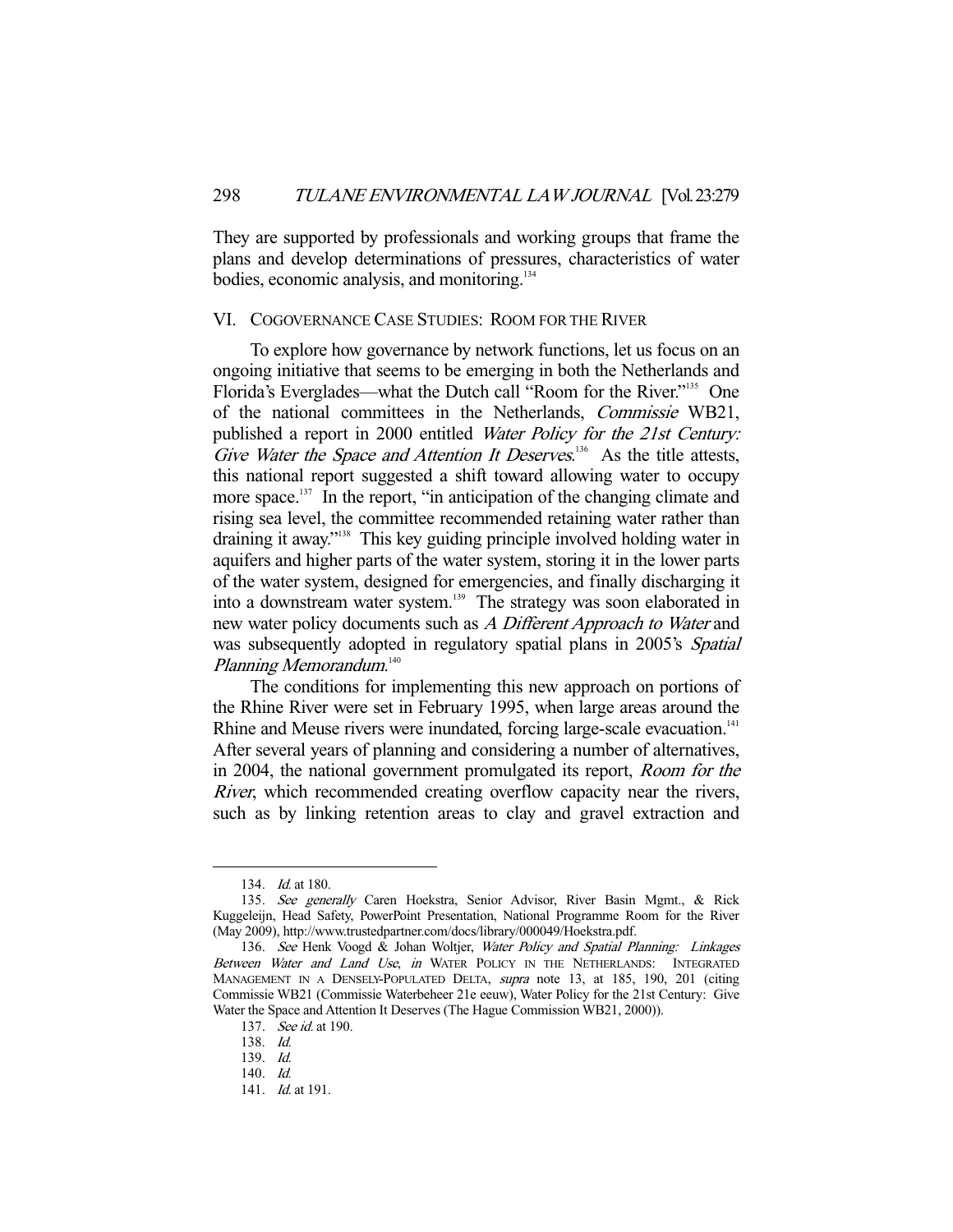They are supported by professionals and working groups that frame the plans and develop determinations of pressures, characteristics of water bodies, economic analysis, and monitoring.[134]

## VI. COGOVERNANCE CASE STUDIES: ROOM FOR THE RIVER

To explore how governance by network functions, let us focus on an ongoing initiative that seems to be emerging in both the Netherlands and Florida's Everglades—what the Dutch call "Room for the River."[135] One of the national committees in the Netherlands, *Commissie* WB21, published a report in 2000 entitled *Water Policy for the 21st Century: Give Water the Space and Attention It Deserves*.[136] As the title attests, this national report suggested a shift toward allowing water to occupy more space.[137] In the report, "in anticipation of the changing climate and rising sea level, the committee recommended retaining water rather than draining it away."[138] This key guiding principle involved holding water in aquifers and higher parts of the water system, storing it in the lower parts of the water system, designed for emergencies, and finally discharging it into a downstream water system.[139] The strategy was soon elaborated in new water policy documents such as *A Different Approach to Water* and was subsequently adopted in regulatory spatial plans in 2005's *Spatial Planning Memorandum*.[140]

The conditions for implementing this new approach on portions of the Rhine River were set in February 1995, when large areas around the Rhine and Meuse rivers were inundated, forcing large-scale evacuation.[141] After several years of planning and considering a number of alternatives, in 2004, the national government promulgated its report, *Room for the River*, which recommended creating overflow capacity near the rivers, such as by linking retention areas to clay and gravel extraction and

---

134. *Id.* at 180.

135. *See generally* Caren Hoekstra, Senior Advisor, River Basin Mgmt., & Rick Kuggeleijn, Head Safety, PowerPoint Presentation, National Programme Room for the River (May 2009), http://www.trustedpartner.com/docs/library/000049/Hoekstra.pdf.

136. *See* Henk Voogd & Johan Woltjer, *Water Policy and Spatial Planning: Linkages Between Water and Land Use*, *in* WATER POLICY IN THE NETHERLANDS: INTEGRATED MANAGEMENT IN A DENSELY-POPULATED DELTA, *supra* note 13, at 185, 190, 201 (citing Commissie WB21 (Commissie Waterbeheer 21e eeuw), Water Policy for the 21st Century: Give Water the Space and Attention It Deserves (The Hague Commission WB21, 2000)).

137. *See id.* at 190.

138. *Id.*

139. *Id.*

140. *Id.*

141. *Id.* at 191.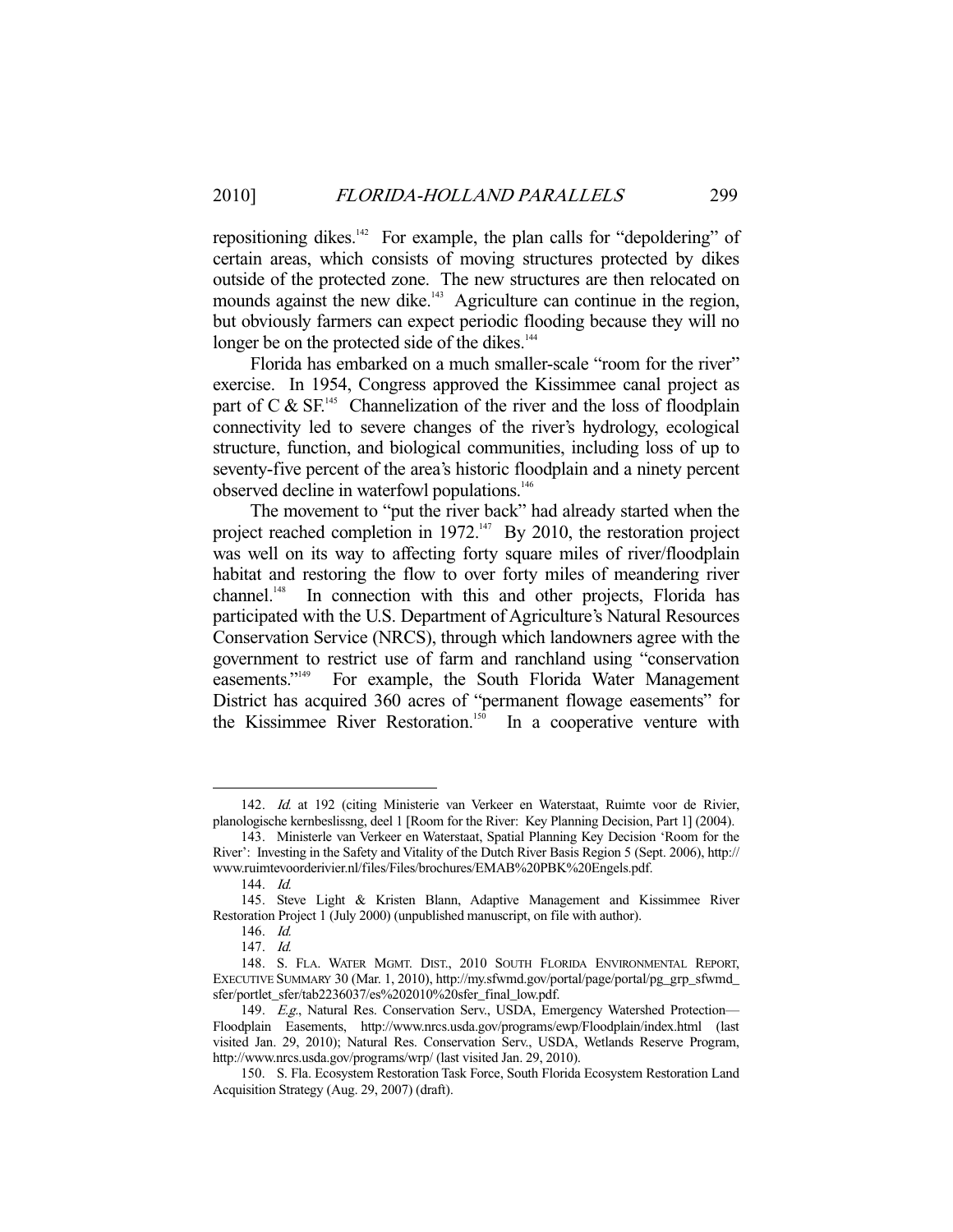repositioning dikes.[142] For example, the plan calls for "depoldering" of certain areas, which consists of moving structures protected by dikes outside of the protected zone. The new structures are then relocated on mounds against the new dike.[143] Agriculture can continue in the region, but obviously farmers can expect periodic flooding because they will no longer be on the protected side of the dikes.[144]

Florida has embarked on a much smaller-scale "room for the river" exercise. In 1954, Congress approved the Kissimmee canal project as part of C & SF.[145] Channelization of the river and the loss of floodplain connectivity led to severe changes of the river's hydrology, ecological structure, function, and biological communities, including loss of up to seventy-five percent of the area's historic floodplain and a ninety percent observed decline in waterfowl populations.[146]

The movement to "put the river back" had already started when the project reached completion in 1972.[147] By 2010, the restoration project was well on its way to affecting forty square miles of river/floodplain habitat and restoring the flow to over forty miles of meandering river channel.[148] In connection with this and other projects, Florida has participated with the U.S. Department of Agriculture's Natural Resources Conservation Service (NRCS), through which landowners agree with the government to restrict use of farm and ranchland using "conservation easements."[149] For example, the South Florida Water Management District has acquired 360 acres of "permanent flowage easements" for the Kissimmee River Restoration.[150] In a cooperative venture with

---

142. *Id.* at 192 (citing Ministerie van Verkeer en Waterstaat, Ruimte voor de Rivier, planologische kernbeslissng, deel 1 [Room for the River: Key Planning Decision, Part 1] (2004).

143. Ministerle van Verkeer en Waterstaat, Spatial Planning Key Decision 'Room for the River': Investing in the Safety and Vitality of the Dutch River Basis Region 5 (Sept. 2006), http://www.ruimtevoorderivier.nl/files/Files/brochures/EMAB%20PBK%20Engels.pdf.

144. *Id.*

145. Steve Light & Kristen Blann, Adaptive Management and Kissimmee River Restoration Project 1 (July 2000) (unpublished manuscript, on file with author).

146. *Id.*

147. *Id.*

148. S. FLA. WATER MGMT. DIST., 2010 SOUTH FLORIDA ENVIRONMENTAL REPORT, EXECUTIVE SUMMARY 30 (Mar. 1, 2010), http://my.sfwmd.gov/portal/page/portal/pg_grp_sfwmd_sfer/portlet_sfer/tab2236037/es%202010%20sfer_final_low.pdf.

149. *E.g.*, Natural Res. Conservation Serv., USDA, Emergency Watershed Protection—Floodplain Easements, http://www.nrcs.usda.gov/programs/ewp/Floodplain/index.html (last visited Jan. 29, 2010); Natural Res. Conservation Serv., USDA, Wetlands Reserve Program, http://www.nrcs.usda.gov/programs/wrp/ (last visited Jan. 29, 2010).

150. S. Fla. Ecosystem Restoration Task Force, South Florida Ecosystem Restoration Land Acquisition Strategy (Aug. 29, 2007) (draft).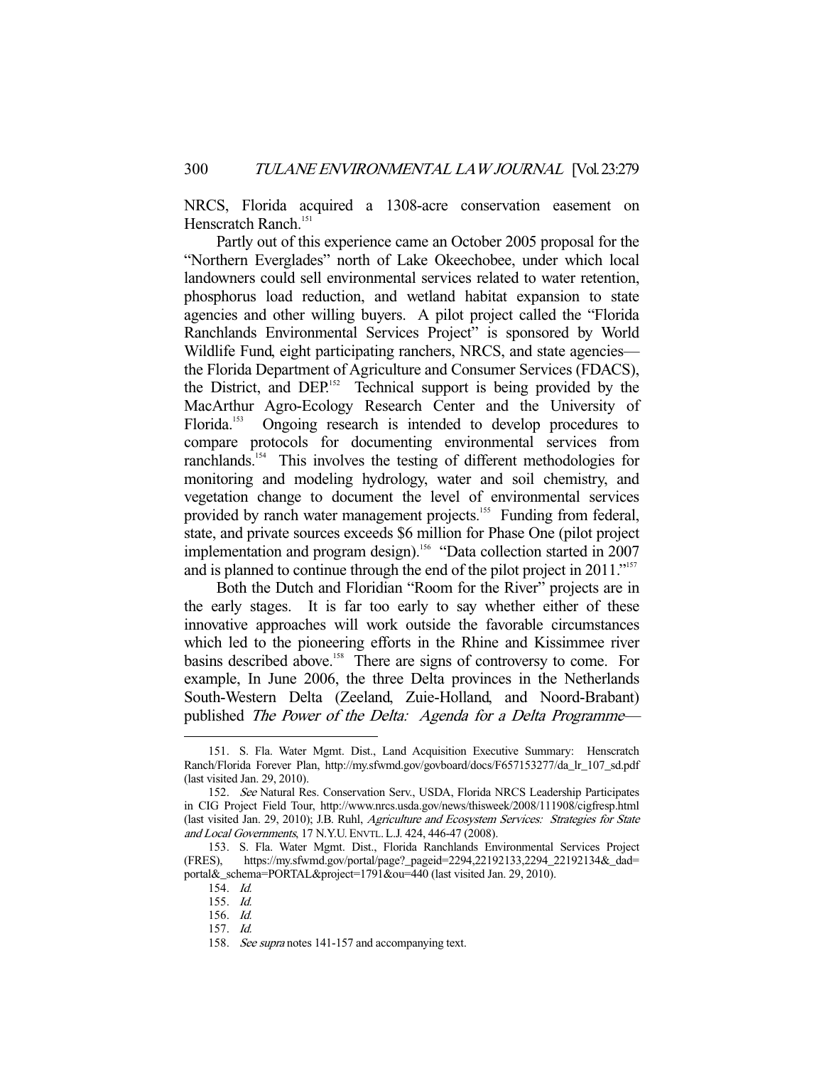NRCS, Florida acquired a 1308-acre conservation easement on Henscratch Ranch.[151]

Partly out of this experience came an October 2005 proposal for the "Northern Everglades" north of Lake Okeechobee, under which local landowners could sell environmental services related to water retention, phosphorus load reduction, and wetland habitat expansion to state agencies and other willing buyers. A pilot project called the "Florida Ranchlands Environmental Services Project" is sponsored by World Wildlife Fund, eight participating ranchers, NRCS, and state agencies—the Florida Department of Agriculture and Consumer Services (FDACS), the District, and DEP.[152] Technical support is being provided by the MacArthur Agro-Ecology Research Center and the University of Florida.[153] Ongoing research is intended to develop procedures to compare protocols for documenting environmental services from ranchlands.[154] This involves the testing of different methodologies for monitoring and modeling hydrology, water and soil chemistry, and vegetation change to document the level of environmental services provided by ranch water management projects.[155] Funding from federal, state, and private sources exceeds $6 million for Phase One (pilot project implementation and program design).[156] "Data collection started in 2007 and is planned to continue through the end of the pilot project in 2011."[157]

Both the Dutch and Floridian "Room for the River" projects are in the early stages. It is far too early to say whether either of these innovative approaches will work outside the favorable circumstances which led to the pioneering efforts in the Rhine and Kissimmee river basins described above.[158] There are signs of controversy to come. For example, In June 2006, the three Delta provinces in the Netherlands South-Western Delta (Zeeland, Zuie-Holland, and Noord-Brabant) published *The Power of the Delta: Agenda for a Delta Programme*—

---

151. S. Fla. Water Mgmt. Dist., Land Acquisition Executive Summary: Henscratch Ranch/Florida Forever Plan, http://my.sfwmd.gov/govboard/docs/F657153277/da_lr_107_sd.pdf (last visited Jan. 29, 2010).

152. *See* Natural Res. Conservation Serv., USDA, Florida NRCS Leadership Participates in CIG Project Field Tour, http://www.nrcs.usda.gov/news/thisweek/2008/111908/cigfresp.html (last visited Jan. 29, 2010); J.B. Ruhl, *Agriculture and Ecosystem Services: Strategies for State and Local Governments*, 17 N.Y.U. ENVTL. L.J. 424, 446-47 (2008).

153. S. Fla. Water Mgmt. Dist., Florida Ranchlands Environmental Services Project (FRES), https://my.sfwmd.gov/portal/page?_pageid=2294,22192133,2294_22192134&_dad=portal&_schema=PORTAL&project=1791&ou=440 (last visited Jan. 29, 2010).

154. *Id.*

155. *Id.*

156. *Id.*

157. *Id.*

158. *See supra* notes 141-157 and accompanying text.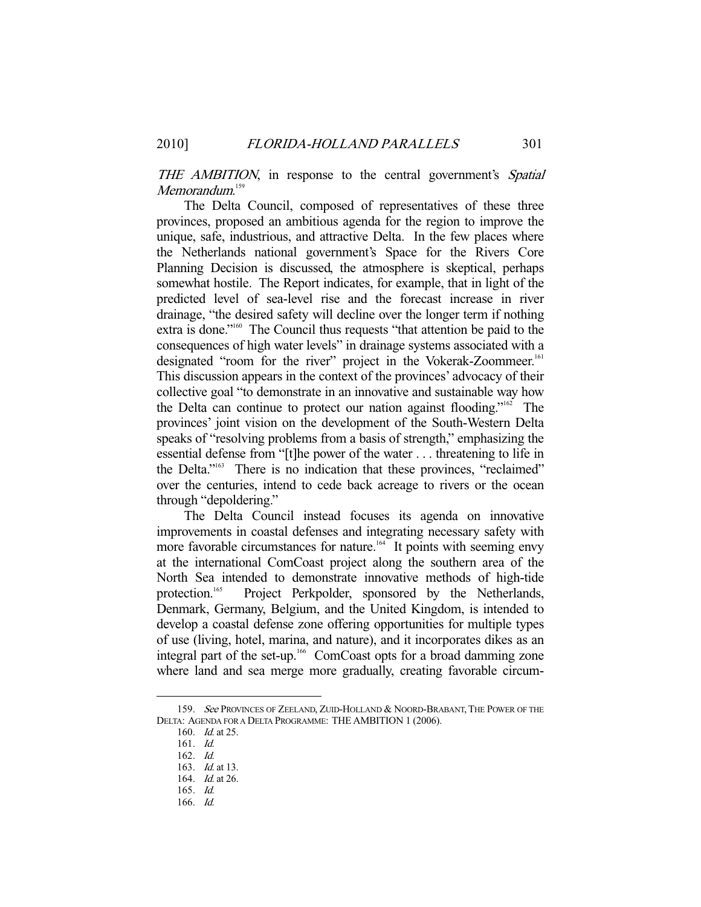*THE AMBITION*, in response to the central government's *Spatial Memorandum*.[159]

The Delta Council, composed of representatives of these three provinces, proposed an ambitious agenda for the region to improve the unique, safe, industrious, and attractive Delta. In the few places where the Netherlands national government's Space for the Rivers Core Planning Decision is discussed, the atmosphere is skeptical, perhaps somewhat hostile. The Report indicates, for example, that in light of the predicted level of sea-level rise and the forecast increase in river drainage, "the desired safety will decline over the longer term if nothing extra is done."[160] The Council thus requests "that attention be paid to the consequences of high water levels" in drainage systems associated with a designated "room for the river" project in the Vokerak-Zoommeer.[161] This discussion appears in the context of the provinces' advocacy of their collective goal "to demonstrate in an innovative and sustainable way how the Delta can continue to protect our nation against flooding."[162] The provinces' joint vision on the development of the South-Western Delta speaks of "resolving problems from a basis of strength," emphasizing the essential defense from "[t]he power of the water . . . threatening to life in the Delta."[163] There is no indication that these provinces, "reclaimed" over the centuries, intend to cede back acreage to rivers or the ocean through "depoldering."

The Delta Council instead focuses its agenda on innovative improvements in coastal defenses and integrating necessary safety with more favorable circumstances for nature.[164] It points with seeming envy at the international ComCoast project along the southern area of the North Sea intended to demonstrate innovative methods of high-tide protection.[165] Project Perkpolder, sponsored by the Netherlands, Denmark, Germany, Belgium, and the United Kingdom, is intended to develop a coastal defense zone offering opportunities for multiple types of use (living, hotel, marina, and nature), and it incorporates dikes as an integral part of the set-up.[166] ComCoast opts for a broad damming zone where land and sea merge more gradually, creating favorable circum-

---

159. *See* PROVINCES OF ZEELAND, ZUID-HOLLAND & NOORD-BRABANT, THE POWER OF THE DELTA: AGENDA FOR A DELTA PROGRAMME: THE AMBITION 1 (2006).

160. *Id.* at 25.

161. *Id.*

162. *Id.*

163. *Id.* at 13.

164. *Id.* at 26.

165. *Id.*

166. *Id.*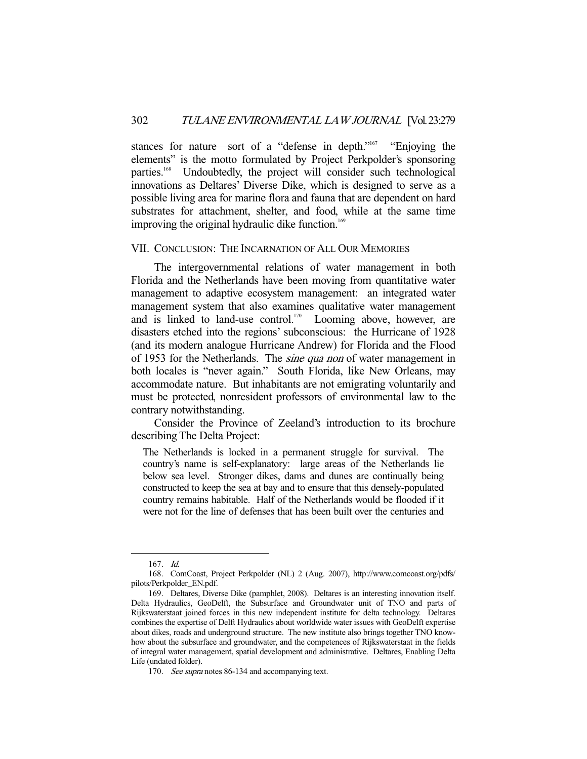stances for nature—sort of a "defense in depth."[167] "Enjoying the elements" is the motto formulated by Project Perkpolder's sponsoring parties.[168] Undoubtedly, the project will consider such technological innovations as Deltares' Diverse Dike, which is designed to serve as a possible living area for marine flora and fauna that are dependent on hard substrates for attachment, shelter, and food, while at the same time improving the original hydraulic dike function.[169]

## VII. Conclusion: The Incarnation of All Our Memories

The intergovernmental relations of water management in both Florida and the Netherlands have been moving from quantitative water management to adaptive ecosystem management: an integrated water management system that also examines qualitative water management and is linked to land-use control.[170] Looming above, however, are disasters etched into the regions' subconscious: the Hurricane of 1928 (and its modern analogue Hurricane Andrew) for Florida and the Flood of 1953 for the Netherlands. The *sine qua non* of water management in both locales is "never again." South Florida, like New Orleans, may accommodate nature. But inhabitants are not emigrating voluntarily and must be protected, nonresident professors of environmental law to the contrary notwithstanding.

Consider the Province of Zeeland's introduction to its brochure describing The Delta Project:

> The Netherlands is locked in a permanent struggle for survival. The country's name is self-explanatory: large areas of the Netherlands lie below sea level. Stronger dikes, dams and dunes are continually being constructed to keep the sea at bay and to ensure that this densely-populated country remains habitable. Half of the Netherlands would be flooded if it were not for the line of defenses that has been built over the centuries and

---

167. *Id.*

168. ComCoast, Project Perkpolder (NL) 2 (Aug. 2007), http://www.comcoast.org/pdfs/pilots/Perkpolder_EN.pdf.

169. Deltares, Diverse Dike (pamphlet, 2008). Deltares is an interesting innovation itself. Delta Hydraulics, GeoDelft, the Subsurface and Groundwater unit of TNO and parts of Rijkswaterstaat joined forces in this new independent institute for delta technology. Deltares combines the expertise of Delft Hydraulics about worldwide water issues with GeoDelft expertise about dikes, roads and underground structure. The new institute also brings together TNO know-how about the subsurface and groundwater, and the competences of Rijkswaterstaat in the fields of integral water management, spatial development and administrative. Deltares, Enabling Delta Life (undated folder).

170. *See supra* notes 86-134 and accompanying text.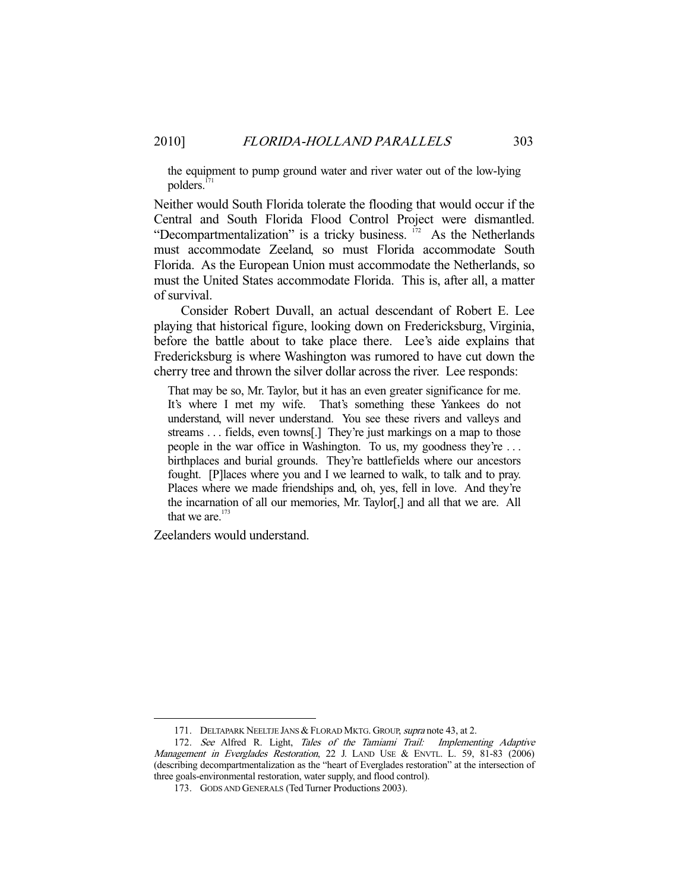> the equipment to pump ground water and river water out of the low-lying polders.[171]

Neither would South Florida tolerate the flooding that would occur if the Central and South Florida Flood Control Project were dismantled. "Decompartmentalization" is a tricky business.[172] As the Netherlands must accommodate Zeeland, so must Florida accommodate South Florida. As the European Union must accommodate the Netherlands, so must the United States accommodate Florida. This is, after all, a matter of survival.

Consider Robert Duvall, an actual descendant of Robert E. Lee playing that historical figure, looking down on Fredericksburg, Virginia, before the battle about to take place there. Lee's aide explains that Fredericksburg is where Washington was rumored to have cut down the cherry tree and thrown the silver dollar across the river. Lee responds:

> That may be so, Mr. Taylor, but it has an even greater significance for me. It's where I met my wife. That's something these Yankees do not understand, will never understand. You see these rivers and valleys and streams . . . fields, even towns[.] They're just markings on a map to those people in the war office in Washington. To us, my goodness they're . . . birthplaces and burial grounds. They're battlefields where our ancestors fought. [P]laces where you and I we learned to walk, to talk and to pray. Places where we made friendships and, oh, yes, fell in love. And they're the incarnation of all our memories, Mr. Taylor[,] and all that we are. All that we are.[173]

Zeelanders would understand.

---

171. DELTAPARK NEELTJE JANS & FLORAD MKTG. GROUP, *supra* note 43, at 2.

172. *See* Alfred R. Light, *Tales of the Tamiami Trail: Implementing Adaptive Management in Everglades Restoration*, 22 J. LAND USE & ENVTL. L. 59, 81-83 (2006) (describing decompartmentalization as the "heart of Everglades restoration" at the intersection of three goals-environmental restoration, water supply, and flood control).

173. GODS AND GENERALS (Ted Turner Productions 2003).